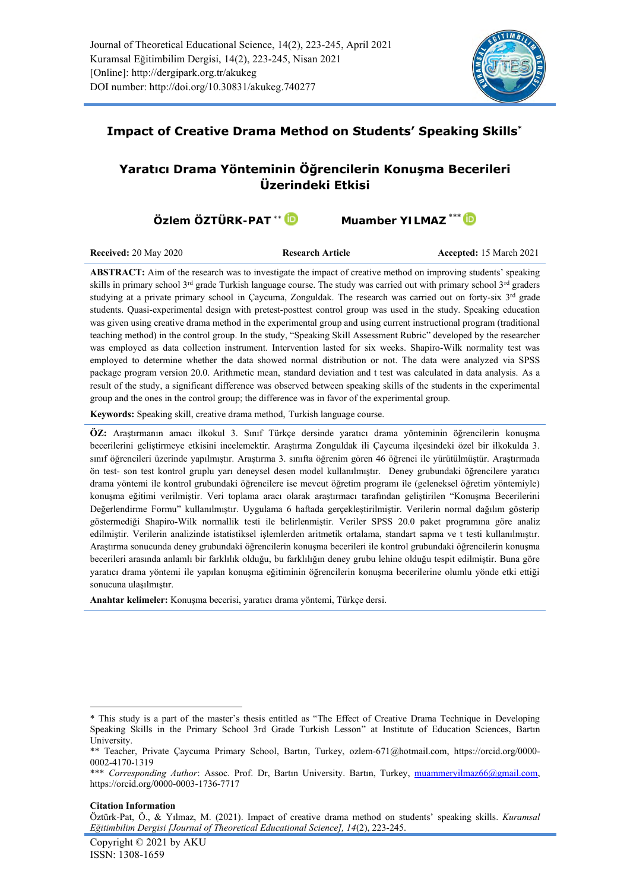# Impact of Creative Drama Method on Students' Speaking Skills*

# Yaratıcı Drama Yönteminin Öğrencilerin Konuşma Becerileri Üzerindeki Etkisi

**Özlem ÖZTÜRK-PAT** ** &nbsp;&nbsp;&nbsp;&nbsp; **Muamber YILMAZ** ***

**Received:** 20 May 2020 &nbsp;&nbsp;&nbsp;&nbsp; **Research Article** &nbsp;&nbsp;&nbsp;&nbsp; **Accepted:** 15 March 2021

**ABSTRACT:** Aim of the research was to investigate the impact of creative method on improving students' speaking skills in primary school 3rd grade Turkish language course. The study was carried out with primary school 3rd graders studying at a private primary school in Çaycuma, Zonguldak. The research was carried out on forty-six 3rd grade students. Quasi-experimental design with pretest-posttest control group was used in the study. Speaking education was given using creative drama method in the experimental group and using current instructional program (traditional teaching method) in the control group. In the study, "Speaking Skill Assessment Rubric" developed by the researcher was employed as data collection instrument. Intervention lasted for six weeks. Shapiro-Wilk normality test was employed to determine whether the data showed normal distribution or not. The data were analyzed via SPSS package program version 20.0. Arithmetic mean, standard deviation and t test was calculated in data analysis. As a result of the study, a significant difference was observed between speaking skills of the students in the experimental group and the ones in the control group; the difference was in favor of the experimental group.

**Keywords:** Speaking skill, creative drama method, Turkish language course.

**ÖZ:** Araştırmanın amacı ilkokul 3. Sınıf Türkçe dersinde yaratıcı drama yönteminin öğrencilerin konuşma becerilerini geliştirmeye etkisini incelemektir. Araştırma Zonguldak ili Çaycuma ilçesindeki özel bir ilkokulda 3. sınıf öğrencileri üzerinde yapılmıştır. Araştırma 3. sınıfta öğrenim gören 46 öğrenci ile yürütülmüştür. Araştırmada ön test- son test kontrol gruplu yarı deneysel desen model kullanılmıştır. Deney grubundaki öğrencilere yaratıcı drama yöntemi ile kontrol grubundaki öğrencilere ise mevcut öğretim programı ile (geleneksel öğretim yöntemiyle) konuşma eğitimi verilmiştir. Veri toplama aracı olarak araştırmacı tarafından geliştirilen "Konuşma Becerilerini Değerlendirme Formu" kullanılmıştır. Uygulama 6 haftada gerçekleştirilmiştir. Verilerin normal dağılım gösterip göstermediği Shapiro-Wilk normallik testi ile belirlenmiştir. Veriler SPSS 20.0 paket programına göre analiz edilmiştir. Verilerin analizinde istatistiksel işlemlerden aritmetik ortalama, standart sapma ve t testi kullanılmıştır. Araştırma sonucunda deney grubundaki öğrencilerin konuşma becerileri ile kontrol grubundaki öğrencilerin konuşma becerileri arasında anlamlı bir farklılık olduğu, bu farklılığın deney grubu lehine olduğu tespit edilmiştir. Buna göre yaratıcı drama yöntemi ile yapılan konuşma eğitiminin öğrencilerin konuşma becerilerine olumlu yönde etki ettiği sonucuna ulaşılmıştır.

**Anahtar kelimeler:** Konuşma becerisi, yaratıcı drama yöntemi, Türkçe dersi.

---

\* This study is a part of the master's thesis entitled as "The Effect of Creative Drama Technique in Developing Speaking Skills in the Primary School 3rd Grade Turkish Lesson" at Institute of Education Sciences, Bartın University.

\*\* Teacher, Private Çaycuma Primary School, Bartın, Turkey, ozlem-671@hotmail.com, https://orcid.org/0000-0002-4170-1319

\*\*\* *Corresponding Author*: Assoc. Prof. Dr, Bartın University. Bartın, Turkey, muammeryilmaz66@gmail.com, https://orcid.org/0000-0003-1736-7717

**Citation Information**

Öztürk-Pat, Ö., & Yılmaz, M. (2021). Impact of creative drama method on students' speaking skills. *Kuramsal Eğitimbilim Dergisi [Journal of Theoretical Educational Science], 14*(2), 223-245.

Copyright © 2021 by AKU
ISSN: 1308-1659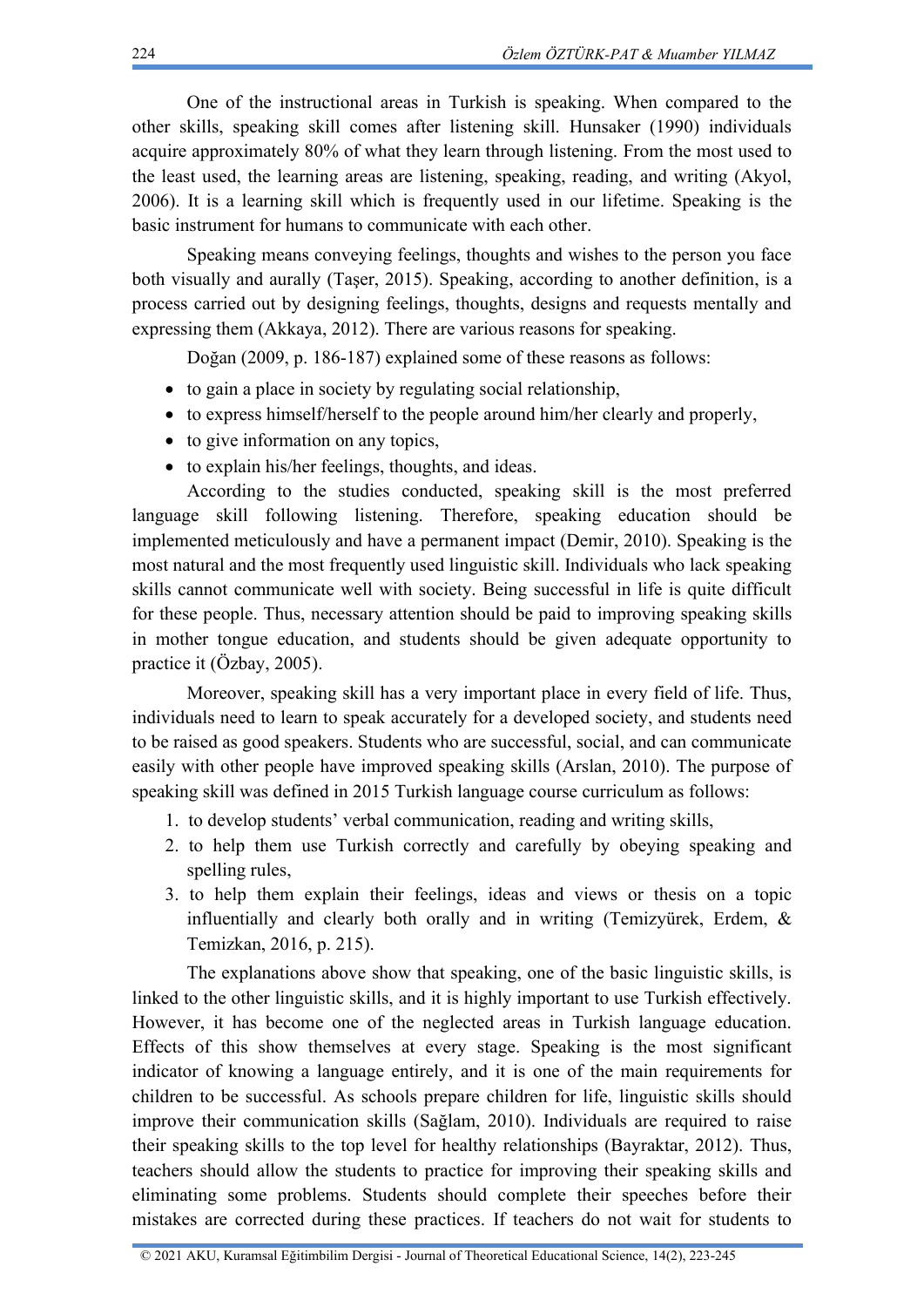One of the instructional areas in Turkish is speaking. When compared to the other skills, speaking skill comes after listening skill. Hunsaker (1990) individuals acquire approximately 80% of what they learn through listening. From the most used to the least used, the learning areas are listening, speaking, reading, and writing (Akyol, 2006). It is a learning skill which is frequently used in our lifetime. Speaking is the basic instrument for humans to communicate with each other.

Speaking means conveying feelings, thoughts and wishes to the person you face both visually and aurally (Taşer, 2015). Speaking, according to another definition, is a process carried out by designing feelings, thoughts, designs and requests mentally and expressing them (Akkaya, 2012). There are various reasons for speaking.

Doğan (2009, p. 186-187) explained some of these reasons as follows:

- to gain a place in society by regulating social relationship,
- to express himself/herself to the people around him/her clearly and properly,
- to give information on any topics,
- to explain his/her feelings, thoughts, and ideas.

According to the studies conducted, speaking skill is the most preferred language skill following listening. Therefore, speaking education should be implemented meticulously and have a permanent impact (Demir, 2010). Speaking is the most natural and the most frequently used linguistic skill. Individuals who lack speaking skills cannot communicate well with society. Being successful in life is quite difficult for these people. Thus, necessary attention should be paid to improving speaking skills in mother tongue education, and students should be given adequate opportunity to practice it (Özbay, 2005).

Moreover, speaking skill has a very important place in every field of life. Thus, individuals need to learn to speak accurately for a developed society, and students need to be raised as good speakers. Students who are successful, social, and can communicate easily with other people have improved speaking skills (Arslan, 2010). The purpose of speaking skill was defined in 2015 Turkish language course curriculum as follows:

1. to develop students' verbal communication, reading and writing skills,
2. to help them use Turkish correctly and carefully by obeying speaking and spelling rules,
3. to help them explain their feelings, ideas and views or thesis on a topic influentially and clearly both orally and in writing (Temizyürek, Erdem, & Temizkan, 2016, p. 215).

The explanations above show that speaking, one of the basic linguistic skills, is linked to the other linguistic skills, and it is highly important to use Turkish effectively. However, it has become one of the neglected areas in Turkish language education. Effects of this show themselves at every stage. Speaking is the most significant indicator of knowing a language entirely, and it is one of the main requirements for children to be successful. As schools prepare children for life, linguistic skills should improve their communication skills (Sağlam, 2010). Individuals are required to raise their speaking skills to the top level for healthy relationships (Bayraktar, 2012). Thus, teachers should allow the students to practice for improving their speaking skills and eliminating some problems. Students should complete their speeches before their mistakes are corrected during these practices. If teachers do not wait for students to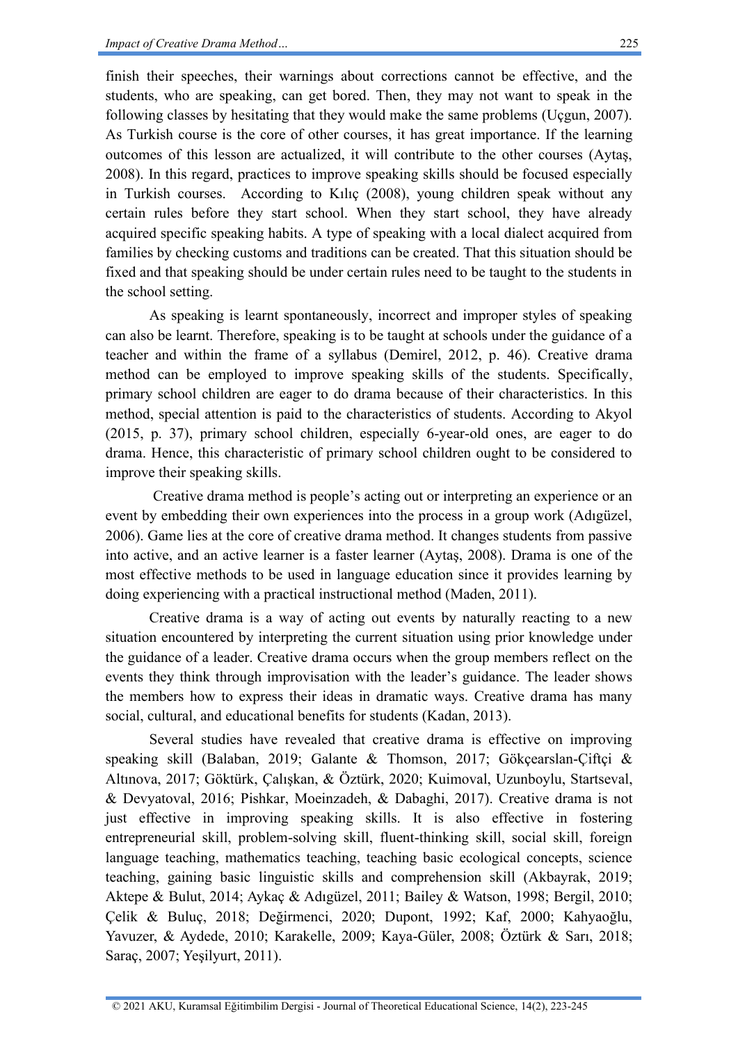finish their speeches, their warnings about corrections cannot be effective, and the students, who are speaking, can get bored. Then, they may not want to speak in the following classes by hesitating that they would make the same problems (Uçgun, 2007). As Turkish course is the core of other courses, it has great importance. If the learning outcomes of this lesson are actualized, it will contribute to the other courses (Aytaş, 2008). In this regard, practices to improve speaking skills should be focused especially in Turkish courses. According to Kılıç (2008), young children speak without any certain rules before they start school. When they start school, they have already acquired specific speaking habits. A type of speaking with a local dialect acquired from families by checking customs and traditions can be created. That this situation should be fixed and that speaking should be under certain rules need to be taught to the students in the school setting.

As speaking is learnt spontaneously, incorrect and improper styles of speaking can also be learnt. Therefore, speaking is to be taught at schools under the guidance of a teacher and within the frame of a syllabus (Demirel, 2012, p. 46). Creative drama method can be employed to improve speaking skills of the students. Specifically, primary school children are eager to do drama because of their characteristics. In this method, special attention is paid to the characteristics of students. According to Akyol (2015, p. 37), primary school children, especially 6-year-old ones, are eager to do drama. Hence, this characteristic of primary school children ought to be considered to improve their speaking skills.

Creative drama method is people's acting out or interpreting an experience or an event by embedding their own experiences into the process in a group work (Adıgüzel, 2006). Game lies at the core of creative drama method. It changes students from passive into active, and an active learner is a faster learner (Aytaş, 2008). Drama is one of the most effective methods to be used in language education since it provides learning by doing experiencing with a practical instructional method (Maden, 2011).

Creative drama is a way of acting out events by naturally reacting to a new situation encountered by interpreting the current situation using prior knowledge under the guidance of a leader. Creative drama occurs when the group members reflect on the events they think through improvisation with the leader's guidance. The leader shows the members how to express their ideas in dramatic ways. Creative drama has many social, cultural, and educational benefits for students (Kadan, 2013).

Several studies have revealed that creative drama is effective on improving speaking skill (Balaban, 2019; Galante & Thomson, 2017; Gökçearslan-Çiftçi & Altınova, 2017; Göktürk, Çalışkan, & Öztürk, 2020; Kuimoval, Uzunboylu, Startseval, & Devyatoval, 2016; Pishkar, Moeinzadeh, & Dabaghi, 2017). Creative drama is not just effective in improving speaking skills. It is also effective in fostering entrepreneurial skill, problem-solving skill, fluent-thinking skill, social skill, foreign language teaching, mathematics teaching, teaching basic ecological concepts, science teaching, gaining basic linguistic skills and comprehension skill (Akbayrak, 2019; Aktepe & Bulut, 2014; Aykaç & Adıgüzel, 2011; Bailey & Watson, 1998; Bergil, 2010; Çelik & Buluç, 2018; Değirmenci, 2020; Dupont, 1992; Kaf, 2000; Kahyaoğlu, Yavuzer, & Aydede, 2010; Karakelle, 2009; Kaya-Güler, 2008; Öztürk & Sarı, 2018; Saraç, 2007; Yeşilyurt, 2011).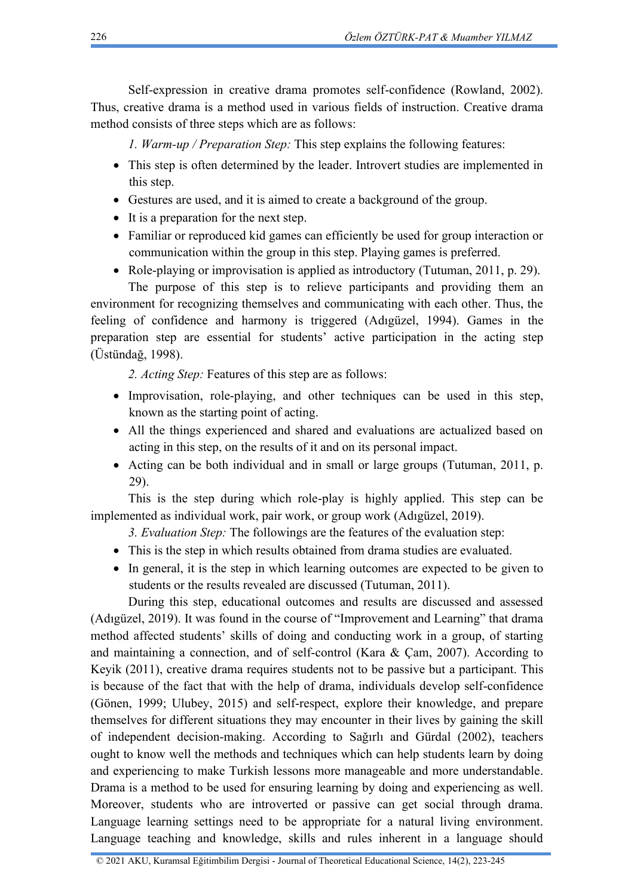Self-expression in creative drama promotes self-confidence (Rowland, 2002). Thus, creative drama is a method used in various fields of instruction. Creative drama method consists of three steps which are as follows:

*1. Warm-up / Preparation Step:* This step explains the following features:

- This step is often determined by the leader. Introvert studies are implemented in this step.
- Gestures are used, and it is aimed to create a background of the group.
- It is a preparation for the next step.
- Familiar or reproduced kid games can efficiently be used for group interaction or communication within the group in this step. Playing games is preferred.
- Role-playing or improvisation is applied as introductory (Tutuman, 2011, p. 29).

The purpose of this step is to relieve participants and providing them an environment for recognizing themselves and communicating with each other. Thus, the feeling of confidence and harmony is triggered (Adıgüzel, 1994). Games in the preparation step are essential for students' active participation in the acting step (Üstündağ, 1998).

*2. Acting Step:* Features of this step are as follows:

- Improvisation, role-playing, and other techniques can be used in this step, known as the starting point of acting.
- All the things experienced and shared and evaluations are actualized based on acting in this step, on the results of it and on its personal impact.
- Acting can be both individual and in small or large groups (Tutuman, 2011, p. 29).

This is the step during which role-play is highly applied. This step can be implemented as individual work, pair work, or group work (Adıgüzel, 2019).

*3. Evaluation Step:* The followings are the features of the evaluation step:

- This is the step in which results obtained from drama studies are evaluated.
- In general, it is the step in which learning outcomes are expected to be given to students or the results revealed are discussed (Tutuman, 2011).

During this step, educational outcomes and results are discussed and assessed (Adıgüzel, 2019). It was found in the course of "Improvement and Learning" that drama method affected students' skills of doing and conducting work in a group, of starting and maintaining a connection, and of self-control (Kara & Çam, 2007). According to Keyik (2011), creative drama requires students not to be passive but a participant. This is because of the fact that with the help of drama, individuals develop self-confidence (Gönen, 1999; Ulubey, 2015) and self-respect, explore their knowledge, and prepare themselves for different situations they may encounter in their lives by gaining the skill of independent decision-making. According to Sağırlı and Gürdal (2002), teachers ought to know well the methods and techniques which can help students learn by doing and experiencing to make Turkish lessons more manageable and more understandable. Drama is a method to be used for ensuring learning by doing and experiencing as well. Moreover, students who are introverted or passive can get social through drama. Language learning settings need to be appropriate for a natural living environment. Language teaching and knowledge, skills and rules inherent in a language should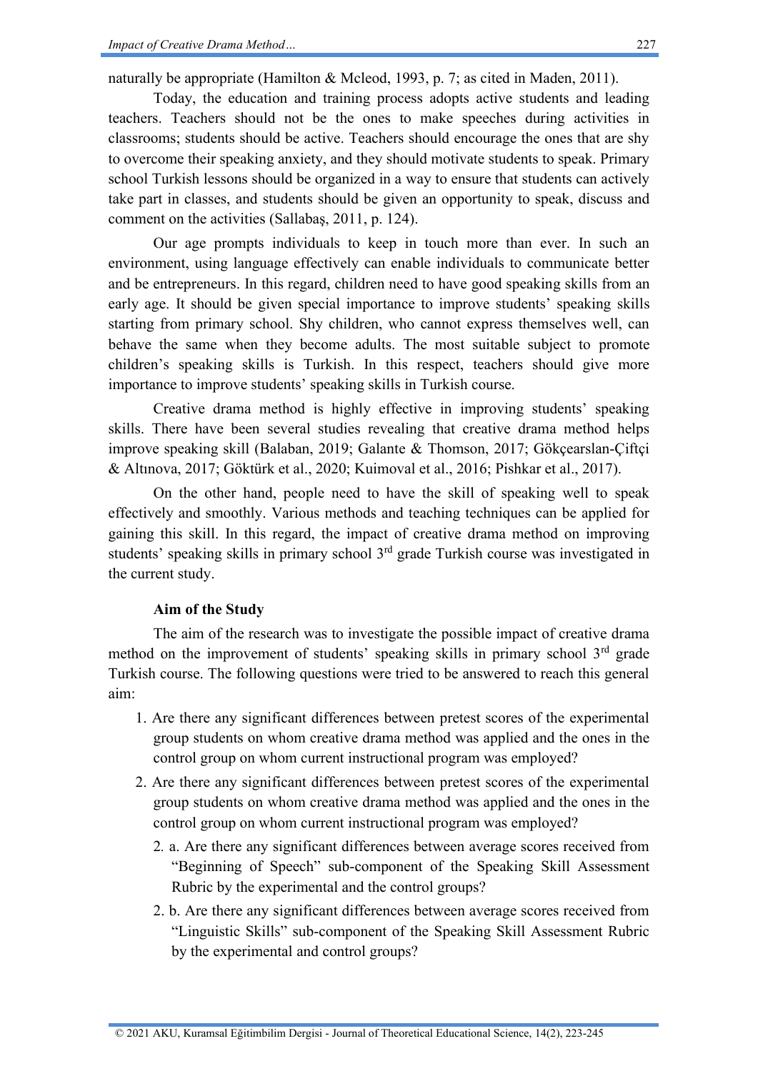naturally be appropriate (Hamilton & Mcleod, 1993, p. 7; as cited in Maden, 2011).

Today, the education and training process adopts active students and leading teachers. Teachers should not be the ones to make speeches during activities in classrooms; students should be active. Teachers should encourage the ones that are shy to overcome their speaking anxiety, and they should motivate students to speak. Primary school Turkish lessons should be organized in a way to ensure that students can actively take part in classes, and students should be given an opportunity to speak, discuss and comment on the activities (Sallabaş, 2011, p. 124).

Our age prompts individuals to keep in touch more than ever. In such an environment, using language effectively can enable individuals to communicate better and be entrepreneurs. In this regard, children need to have good speaking skills from an early age. It should be given special importance to improve students' speaking skills starting from primary school. Shy children, who cannot express themselves well, can behave the same when they become adults. The most suitable subject to promote children's speaking skills is Turkish. In this respect, teachers should give more importance to improve students' speaking skills in Turkish course.

Creative drama method is highly effective in improving students' speaking skills. There have been several studies revealing that creative drama method helps improve speaking skill (Balaban, 2019; Galante & Thomson, 2017; Gökçearslan-Çiftçi & Altınova, 2017; Göktürk et al., 2020; Kuimoval et al., 2016; Pishkar et al., 2017).

On the other hand, people need to have the skill of speaking well to speak effectively and smoothly. Various methods and teaching techniques can be applied for gaining this skill. In this regard, the impact of creative drama method on improving students' speaking skills in primary school 3rd grade Turkish course was investigated in the current study.

### Aim of the Study

The aim of the research was to investigate the possible impact of creative drama method on the improvement of students' speaking skills in primary school 3rd grade Turkish course. The following questions were tried to be answered to reach this general aim:

1. Are there any significant differences between pretest scores of the experimental group students on whom creative drama method was applied and the ones in the control group on whom current instructional program was employed?
2. Are there any significant differences between pretest scores of the experimental group students on whom creative drama method was applied and the ones in the control group on whom current instructional program was employed?
   - 2. a. Are there any significant differences between average scores received from "Beginning of Speech" sub-component of the Speaking Skill Assessment Rubric by the experimental and the control groups?
   - 2. b. Are there any significant differences between average scores received from "Linguistic Skills" sub-component of the Speaking Skill Assessment Rubric by the experimental and control groups?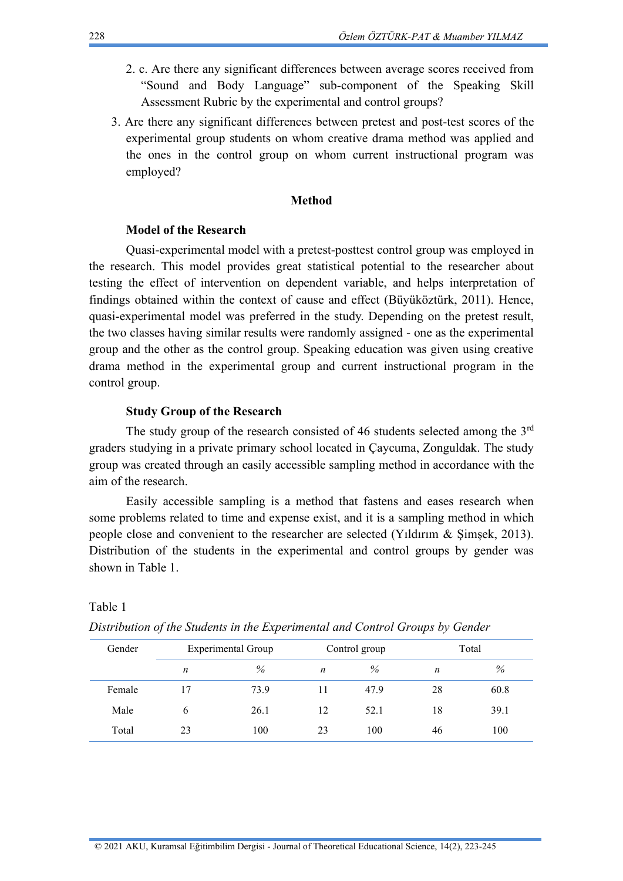2. c. Are there any significant differences between average scores received from "Sound and Body Language" sub-component of the Speaking Skill Assessment Rubric by the experimental and control groups?

3. Are there any significant differences between pretest and post-test scores of the experimental group students on whom creative drama method was applied and the ones in the control group on whom current instructional program was employed?

## Method

### Model of the Research

Quasi-experimental model with a pretest-posttest control group was employed in the research. This model provides great statistical potential to the researcher about testing the effect of intervention on dependent variable, and helps interpretation of findings obtained within the context of cause and effect (Büyüköztürk, 2011). Hence, quasi-experimental model was preferred in the study. Depending on the pretest result, the two classes having similar results were randomly assigned - one as the experimental group and the other as the control group. Speaking education was given using creative drama method in the experimental group and current instructional program in the control group.

### Study Group of the Research

The study group of the research consisted of 46 students selected among the 3rd graders studying in a private primary school located in Çaycuma, Zonguldak. The study group was created through an easily accessible sampling method in accordance with the aim of the research.

Easily accessible sampling is a method that fastens and eases research when some problems related to time and expense exist, and it is a sampling method in which people close and convenient to the researcher are selected (Yıldırım & Şimşek, 2013). Distribution of the students in the experimental and control groups by gender was shown in Table 1.

Table 1

*Distribution of the Students in the Experimental and Control Groups by Gender*

| Gender | Experimental Group | | Control group | | Total | |
|---|---|---|---|---|---|---|
| | *n* | *%* | *n* | *%* | *n* | *%* |
| Female | 17 | 73.9 | 11 | 47.9 | 28 | 60.8 |
| Male | 6 | 26.1 | 12 | 52.1 | 18 | 39.1 |
| Total | 23 | 100 | 23 | 100 | 46 | 100 |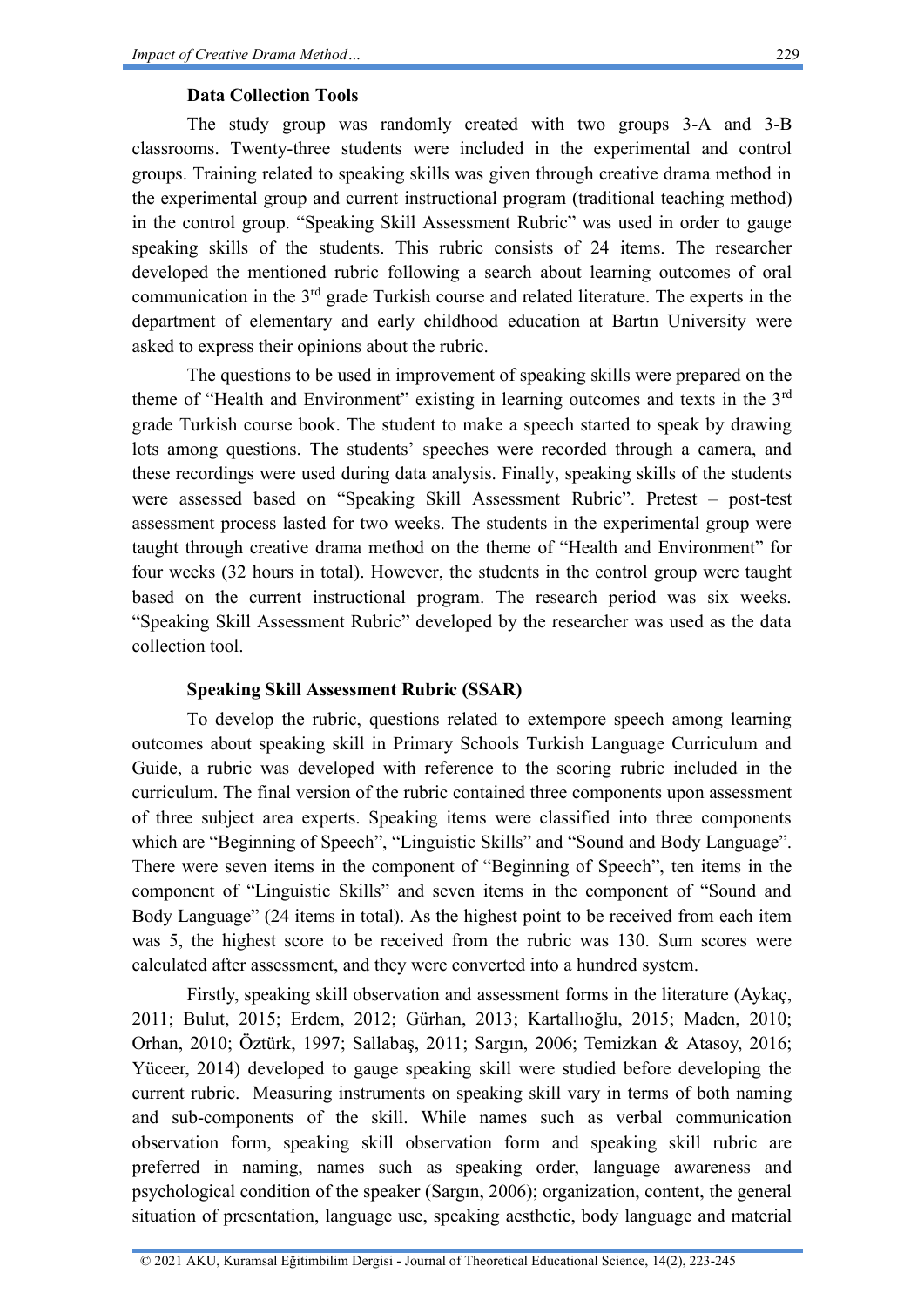#### Data Collection Tools

The study group was randomly created with two groups 3-A and 3-B classrooms. Twenty-three students were included in the experimental and control groups. Training related to speaking skills was given through creative drama method in the experimental group and current instructional program (traditional teaching method) in the control group. "Speaking Skill Assessment Rubric" was used in order to gauge speaking skills of the students. This rubric consists of 24 items. The researcher developed the mentioned rubric following a search about learning outcomes of oral communication in the 3rd grade Turkish course and related literature. The experts in the department of elementary and early childhood education at Bartın University were asked to express their opinions about the rubric.

The questions to be used in improvement of speaking skills were prepared on the theme of "Health and Environment" existing in learning outcomes and texts in the 3rd grade Turkish course book. The student to make a speech started to speak by drawing lots among questions. The students' speeches were recorded through a camera, and these recordings were used during data analysis. Finally, speaking skills of the students were assessed based on "Speaking Skill Assessment Rubric". Pretest – post-test assessment process lasted for two weeks. The students in the experimental group were taught through creative drama method on the theme of "Health and Environment" for four weeks (32 hours in total). However, the students in the control group were taught based on the current instructional program. The research period was six weeks. "Speaking Skill Assessment Rubric" developed by the researcher was used as the data collection tool.

#### Speaking Skill Assessment Rubric (SSAR)

To develop the rubric, questions related to extempore speech among learning outcomes about speaking skill in Primary Schools Turkish Language Curriculum and Guide, a rubric was developed with reference to the scoring rubric included in the curriculum. The final version of the rubric contained three components upon assessment of three subject area experts. Speaking items were classified into three components which are "Beginning of Speech", "Linguistic Skills" and "Sound and Body Language". There were seven items in the component of "Beginning of Speech", ten items in the component of "Linguistic Skills" and seven items in the component of "Sound and Body Language" (24 items in total). As the highest point to be received from each item was 5, the highest score to be received from the rubric was 130. Sum scores were calculated after assessment, and they were converted into a hundred system.

Firstly, speaking skill observation and assessment forms in the literature (Aykaç, 2011; Bulut, 2015; Erdem, 2012; Gürhan, 2013; Kartallıoğlu, 2015; Maden, 2010; Orhan, 2010; Öztürk, 1997; Sallabaş, 2011; Sargın, 2006; Temizkan & Atasoy, 2016; Yüceer, 2014) developed to gauge speaking skill were studied before developing the current rubric. Measuring instruments on speaking skill vary in terms of both naming and sub-components of the skill. While names such as verbal communication observation form, speaking skill observation form and speaking skill rubric are preferred in naming, names such as speaking order, language awareness and psychological condition of the speaker (Sargın, 2006); organization, content, the general situation of presentation, language use, speaking aesthetic, body language and material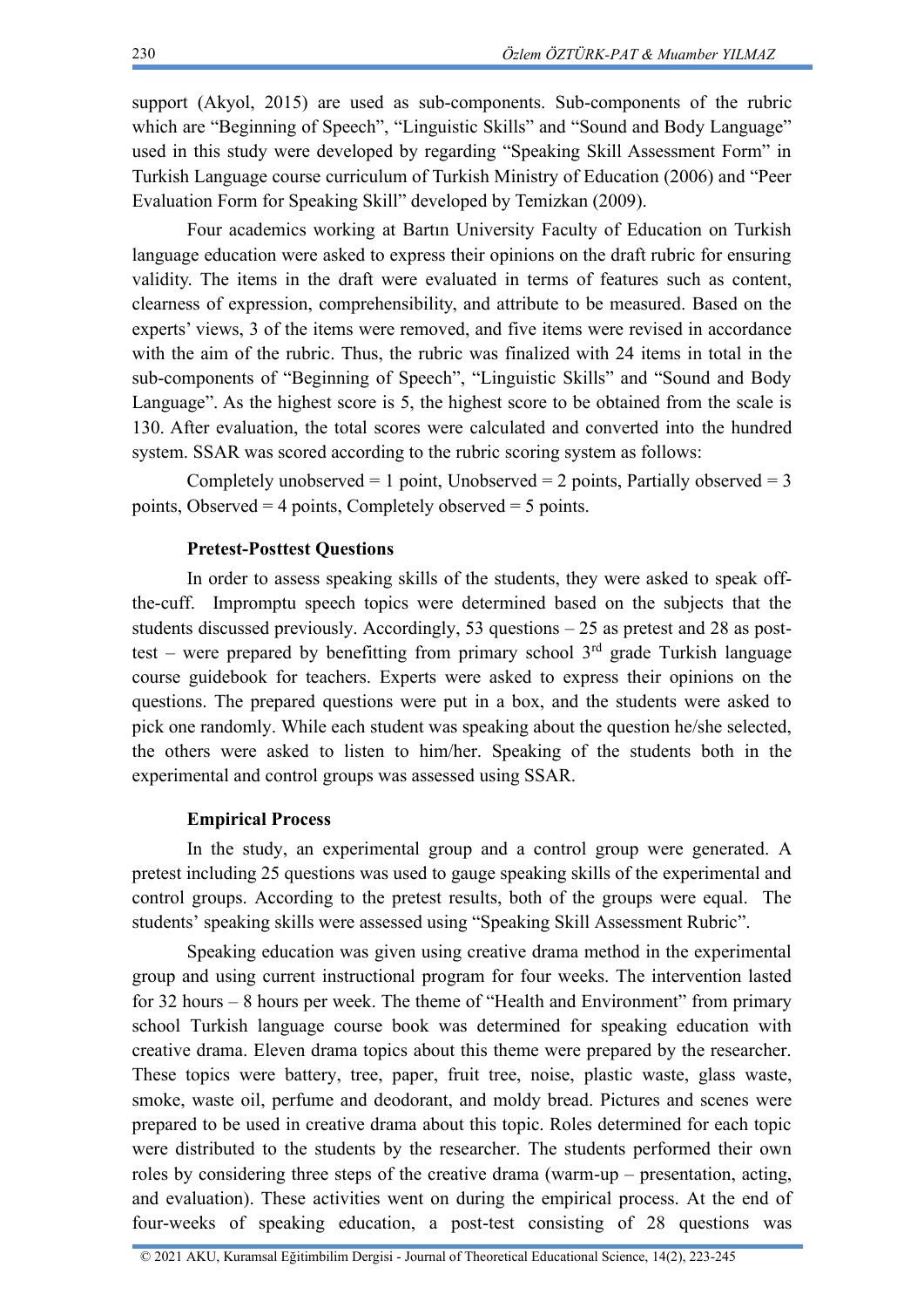support (Akyol, 2015) are used as sub-components. Sub-components of the rubric which are "Beginning of Speech", "Linguistic Skills" and "Sound and Body Language" used in this study were developed by regarding "Speaking Skill Assessment Form" in Turkish Language course curriculum of Turkish Ministry of Education (2006) and "Peer Evaluation Form for Speaking Skill" developed by Temizkan (2009).

Four academics working at Bartın University Faculty of Education on Turkish language education were asked to express their opinions on the draft rubric for ensuring validity. The items in the draft were evaluated in terms of features such as content, clearness of expression, comprehensibility, and attribute to be measured. Based on the experts' views, 3 of the items were removed, and five items were revised in accordance with the aim of the rubric. Thus, the rubric was finalized with 24 items in total in the sub-components of "Beginning of Speech", "Linguistic Skills" and "Sound and Body Language". As the highest score is 5, the highest score to be obtained from the scale is 130. After evaluation, the total scores were calculated and converted into the hundred system. SSAR was scored according to the rubric scoring system as follows:

Completely unobserved = 1 point, Unobserved = 2 points, Partially observed = 3 points, Observed = 4 points, Completely observed = 5 points.

**Pretest-Posttest Questions**

In order to assess speaking skills of the students, they were asked to speak off-the-cuff. Impromptu speech topics were determined based on the subjects that the students discussed previously. Accordingly, 53 questions – 25 as pretest and 28 as post-test – were prepared by benefitting from primary school 3rd grade Turkish language course guidebook for teachers. Experts were asked to express their opinions on the questions. The prepared questions were put in a box, and the students were asked to pick one randomly. While each student was speaking about the question he/she selected, the others were asked to listen to him/her. Speaking of the students both in the experimental and control groups was assessed using SSAR.

**Empirical Process**

In the study, an experimental group and a control group were generated. A pretest including 25 questions was used to gauge speaking skills of the experimental and control groups. According to the pretest results, both of the groups were equal. The students' speaking skills were assessed using "Speaking Skill Assessment Rubric".

Speaking education was given using creative drama method in the experimental group and using current instructional program for four weeks. The intervention lasted for 32 hours – 8 hours per week. The theme of "Health and Environment" from primary school Turkish language course book was determined for speaking education with creative drama. Eleven drama topics about this theme were prepared by the researcher. These topics were battery, tree, paper, fruit tree, noise, plastic waste, glass waste, smoke, waste oil, perfume and deodorant, and moldy bread. Pictures and scenes were prepared to be used in creative drama about this topic. Roles determined for each topic were distributed to the students by the researcher. The students performed their own roles by considering three steps of the creative drama (warm-up – presentation, acting, and evaluation). These activities went on during the empirical process. At the end of four-weeks of speaking education, a post-test consisting of 28 questions was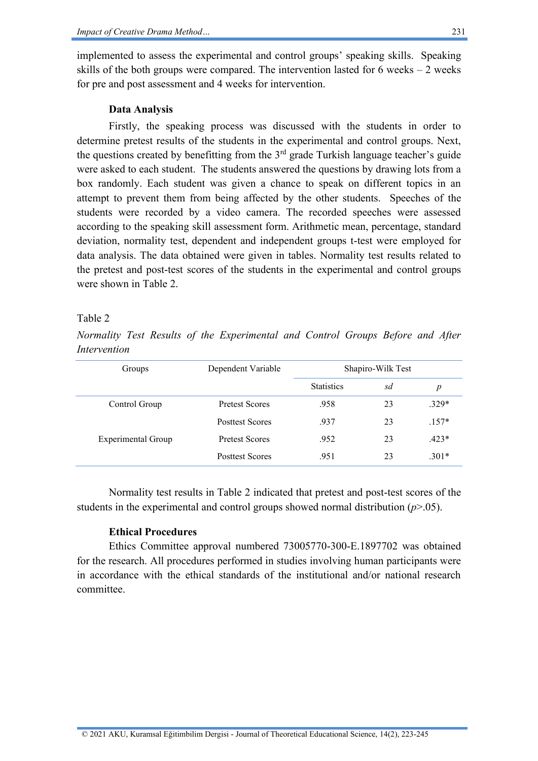implemented to assess the experimental and control groups' speaking skills. Speaking skills of the both groups were compared. The intervention lasted for 6 weeks – 2 weeks for pre and post assessment and 4 weeks for intervention.

### Data Analysis

Firstly, the speaking process was discussed with the students in order to determine pretest results of the students in the experimental and control groups. Next, the questions created by benefitting from the 3rd grade Turkish language teacher's guide were asked to each student. The students answered the questions by drawing lots from a box randomly. Each student was given a chance to speak on different topics in an attempt to prevent them from being affected by the other students. Speeches of the students were recorded by a video camera. The recorded speeches were assessed according to the speaking skill assessment form. Arithmetic mean, percentage, standard deviation, normality test, dependent and independent groups t-test were employed for data analysis. The data obtained were given in tables. Normality test results related to the pretest and post-test scores of the students in the experimental and control groups were shown in Table 2.

Table 2

*Normality Test Results of the Experimental and Control Groups Before and After Intervention*

| Groups | Dependent Variable | Shapiro-Wilk Test | | |
|---|---|---|---|---|
| | | Statistics | *sd* | *p* |
| Control Group | Pretest Scores | .958 | 23 | .329* |
| | Posttest Scores | .937 | 23 | .157* |
| Experimental Group | Pretest Scores | .952 | 23 | .423* |
| | Posttest Scores | .951 | 23 | .301* |

Normality test results in Table 2 indicated that pretest and post-test scores of the students in the experimental and control groups showed normal distribution ($p > .05$).

### Ethical Procedures

Ethics Committee approval numbered 73005770-300-E.1897702 was obtained for the research. All procedures performed in studies involving human participants were in accordance with the ethical standards of the institutional and/or national research committee.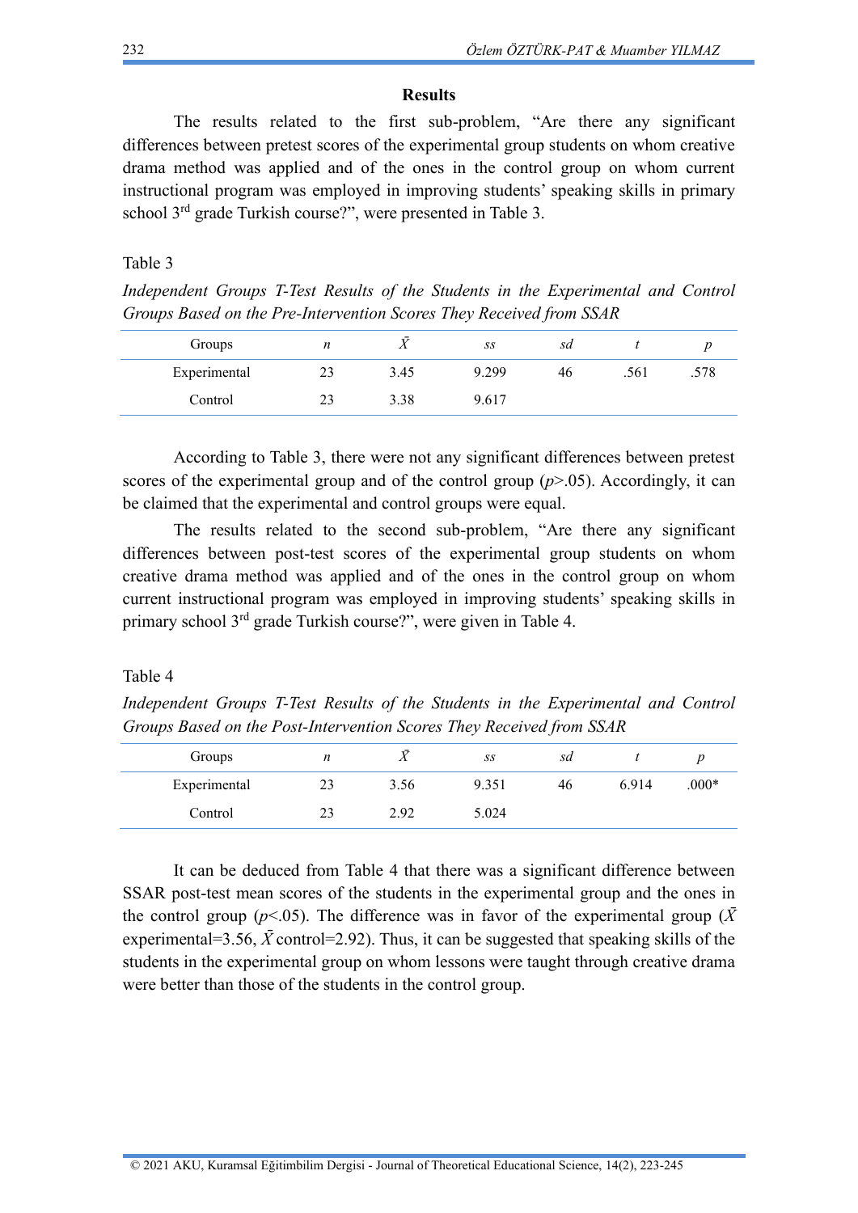## Results

The results related to the first sub-problem, "Are there any significant differences between pretest scores of the experimental group students on whom creative drama method was applied and of the ones in the control group on whom current instructional program was employed in improving students' speaking skills in primary school 3rd grade Turkish course?", were presented in Table 3.

Table 3

*Independent Groups T-Test Results of the Students in the Experimental and Control Groups Based on the Pre-Intervention Scores They Received from SSAR*

| Groups | *n* | $\bar{X}$ | *ss* | *sd* | *t* | *p* |
|---|---|---|---|---|---|---|
| Experimental | 23 | 3.45 | 9.299 | 46 | .561 | .578 |
| Control | 23 | 3.38 | 9.617 | | | |

According to Table 3, there were not any significant differences between pretest scores of the experimental group and of the control group ($p>.05$). Accordingly, it can be claimed that the experimental and control groups were equal.

The results related to the second sub-problem, "Are there any significant differences between post-test scores of the experimental group students on whom creative drama method was applied and of the ones in the control group on whom current instructional program was employed in improving students' speaking skills in primary school 3rd grade Turkish course?", were given in Table 4.

Table 4

*Independent Groups T-Test Results of the Students in the Experimental and Control Groups Based on the Post-Intervention Scores They Received from SSAR*

| Groups | *n* | $\bar{X}$ | *ss* | *sd* | *t* | *p* |
|---|---|---|---|---|---|---|
| Experimental | 23 | 3.56 | 9.351 | 46 | 6.914 | .000* |
| Control | 23 | 2.92 | 5.024 | | | |

It can be deduced from Table 4 that there was a significant difference between SSAR post-test mean scores of the students in the experimental group and the ones in the control group ($p<.05$). The difference was in favor of the experimental group ($\bar{X}$ experimental=3.56, $\bar{X}$ control=2.92). Thus, it can be suggested that speaking skills of the students in the experimental group on whom lessons were taught through creative drama were better than those of the students in the control group.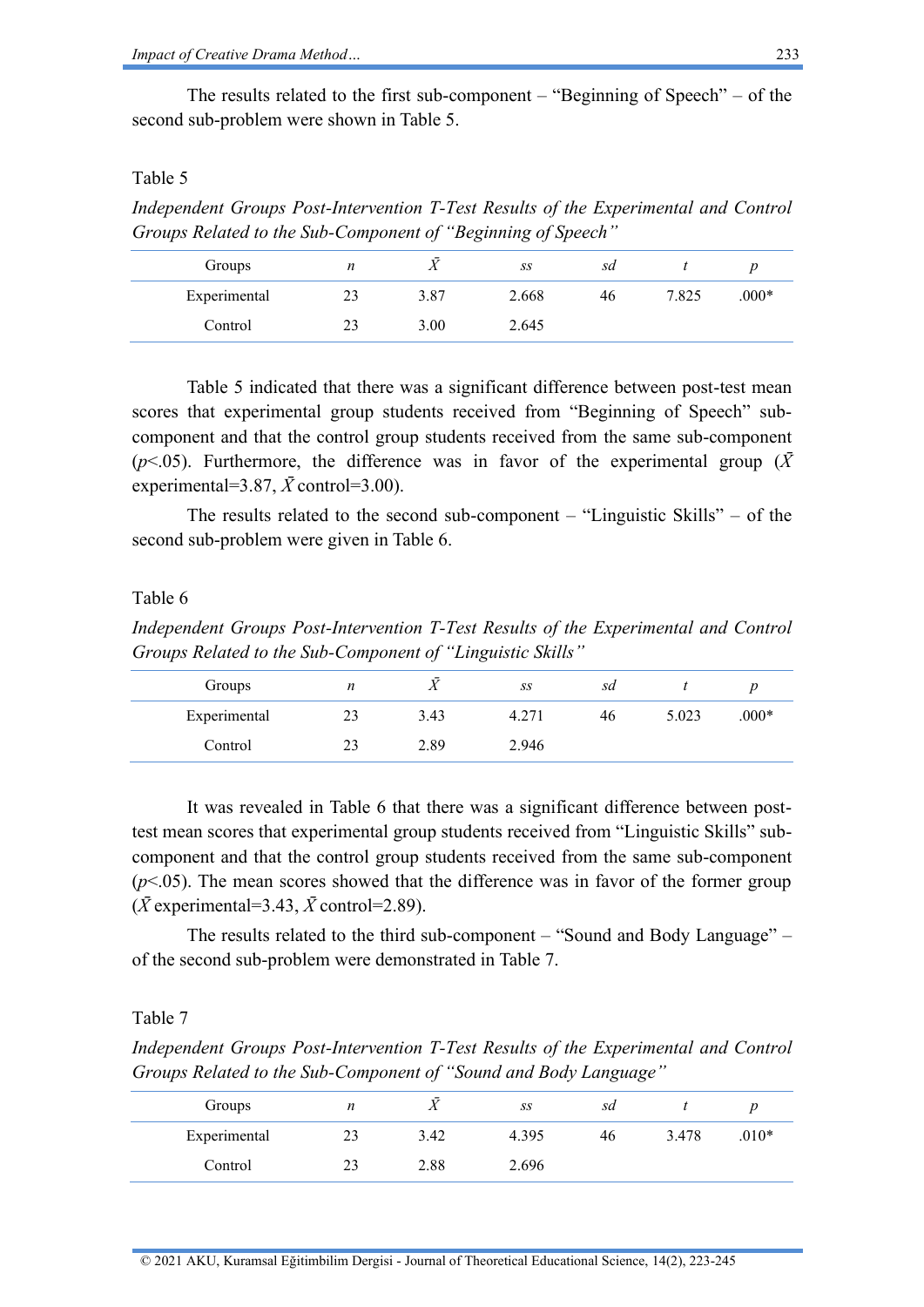The results related to the first sub-component – "Beginning of Speech" – of the second sub-problem were shown in Table 5.

Table 5

*Independent Groups Post-Intervention T-Test Results of the Experimental and Control Groups Related to the Sub-Component of "Beginning of Speech"*

| Groups | *n* | $\bar{X}$ | *ss* | *sd* | *t* | *p* |
|---|---|---|---|---|---|---|
| Experimental | 23 | 3.87 | 2.668 | 46 | 7.825 | .000* |
| Control | 23 | 3.00 | 2.645 | | | |

Table 5 indicated that there was a significant difference between post-test mean scores that experimental group students received from "Beginning of Speech" sub-component and that the control group students received from the same sub-component ($p$<.05). Furthermore, the difference was in favor of the experimental group ($\bar{X}$ experimental=3.87, $\bar{X}$ control=3.00).

The results related to the second sub-component – "Linguistic Skills" – of the second sub-problem were given in Table 6.

Table 6

*Independent Groups Post-Intervention T-Test Results of the Experimental and Control Groups Related to the Sub-Component of "Linguistic Skills"*

| Groups | *n* | $\bar{X}$ | *ss* | *sd* | *t* | *p* |
|---|---|---|---|---|---|---|
| Experimental | 23 | 3.43 | 4.271 | 46 | 5.023 | .000* |
| Control | 23 | 2.89 | 2.946 | | | |

It was revealed in Table 6 that there was a significant difference between post-test mean scores that experimental group students received from "Linguistic Skills" sub-component and that the control group students received from the same sub-component ($p$<.05). The mean scores showed that the difference was in favor of the former group ($\bar{X}$ experimental=3.43, $\bar{X}$ control=2.89).

The results related to the third sub-component – "Sound and Body Language" – of the second sub-problem were demonstrated in Table 7.

Table 7

*Independent Groups Post-Intervention T-Test Results of the Experimental and Control Groups Related to the Sub-Component of "Sound and Body Language"*

| Groups | *n* | $\bar{X}$ | *ss* | *sd* | *t* | *p* |
|---|---|---|---|---|---|---|
| Experimental | 23 | 3.42 | 4.395 | 46 | 3.478 | .010* |
| Control | 23 | 2.88 | 2.696 | | | |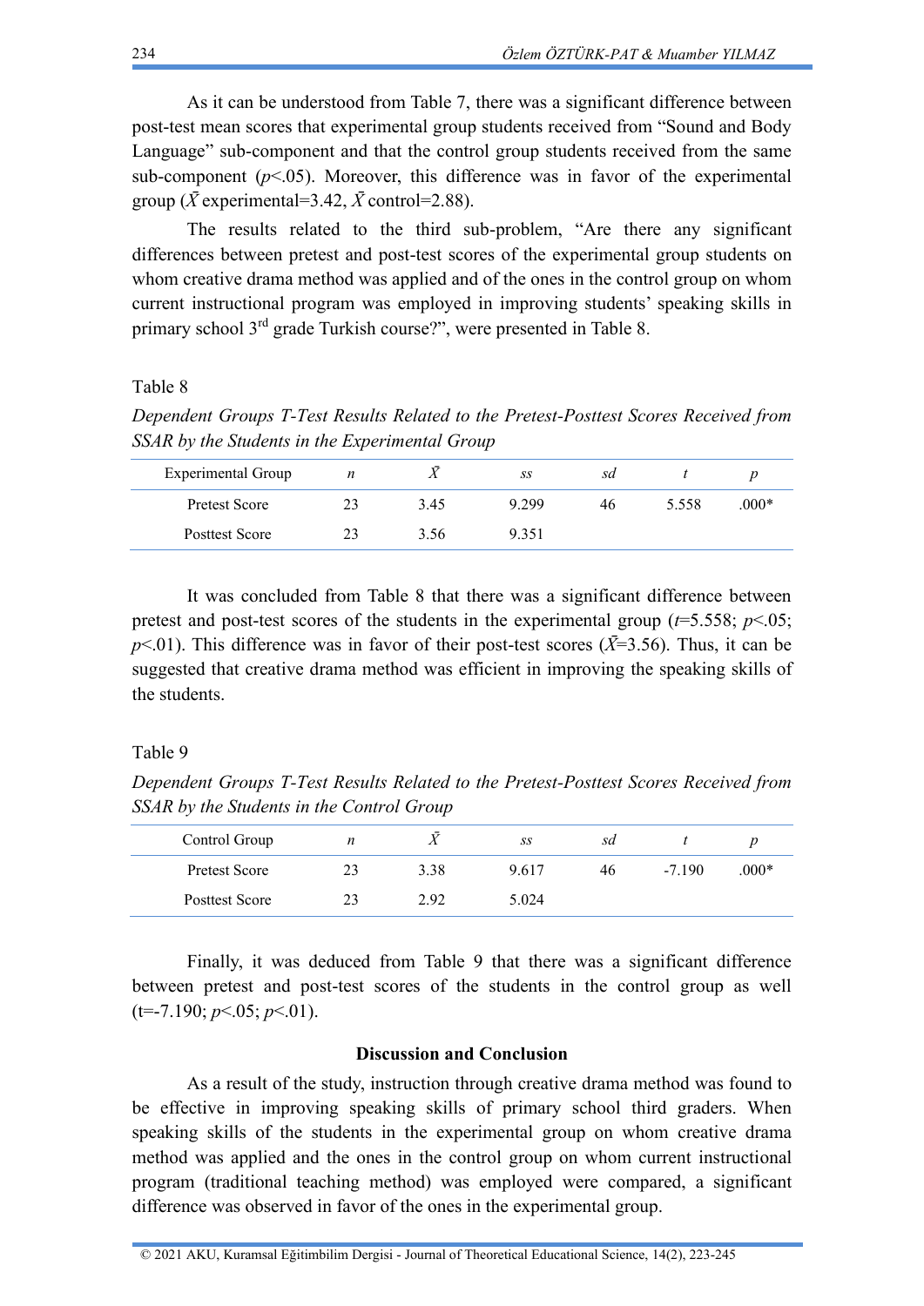As it can be understood from Table 7, there was a significant difference between post-test mean scores that experimental group students received from "Sound and Body Language" sub-component and that the control group students received from the same sub-component ($p<.05$). Moreover, this difference was in favor of the experimental group ($\bar{X}$ experimental=3.42, $\bar{X}$ control=2.88).

The results related to the third sub-problem, "Are there any significant differences between pretest and post-test scores of the experimental group students on whom creative drama method was applied and of the ones in the control group on whom current instructional program was employed in improving students' speaking skills in primary school 3rd grade Turkish course?", were presented in Table 8.

Table 8

*Dependent Groups T-Test Results Related to the Pretest-Posttest Scores Received from SSAR by the Students in the Experimental Group*

| Experimental Group | $n$ | $\bar{X}$ | $ss$ | $sd$ | $t$ | $p$ |
|---|---|---|---|---|---|---|
| Pretest Score | 23 | 3.45 | 9.299 | 46 | 5.558 | .000* |
| Posttest Score | 23 | 3.56 | 9.351 | | | |

It was concluded from Table 8 that there was a significant difference between pretest and post-test scores of the students in the experimental group ($t$=5.558; $p<.05$; $p<.01$). This difference was in favor of their post-test scores ($\bar{X}$=3.56). Thus, it can be suggested that creative drama method was efficient in improving the speaking skills of the students.

Table 9

*Dependent Groups T-Test Results Related to the Pretest-Posttest Scores Received from SSAR by the Students in the Control Group*

| Control Group | $n$ | $\bar{X}$ | $ss$ | $sd$ | $t$ | $p$ |
|---|---|---|---|---|---|---|
| Pretest Score | 23 | 3.38 | 9.617 | 46 | -7.190 | .000* |
| Posttest Score | 23 | 2.92 | 5.024 | | | |

Finally, it was deduced from Table 9 that there was a significant difference between pretest and post-test scores of the students in the control group as well (t=-7.190; $p<.05$; $p<.01$).

## Discussion and Conclusion

As a result of the study, instruction through creative drama method was found to be effective in improving speaking skills of primary school third graders. When speaking skills of the students in the experimental group on whom creative drama method was applied and the ones in the control group on whom current instructional program (traditional teaching method) was employed were compared, a significant difference was observed in favor of the ones in the experimental group.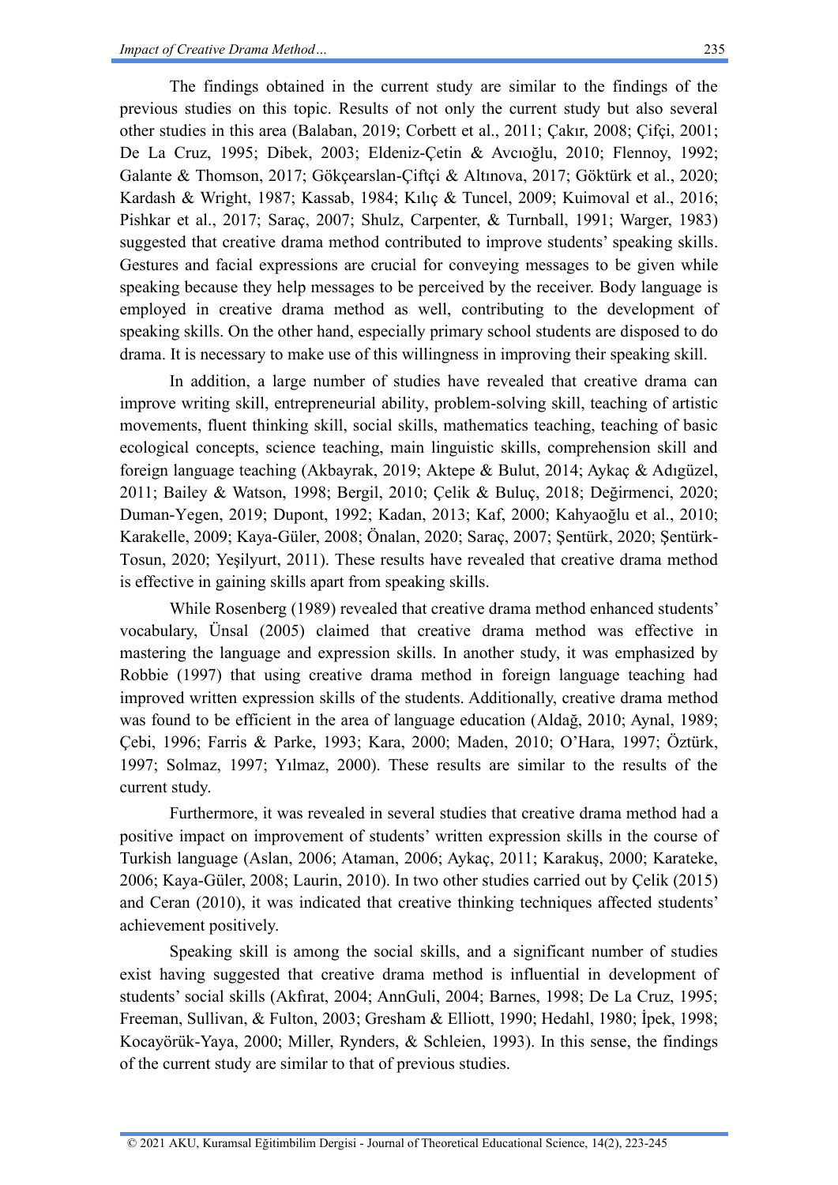The findings obtained in the current study are similar to the findings of the previous studies on this topic. Results of not only the current study but also several other studies in this area (Balaban, 2019; Corbett et al., 2011; Çakır, 2008; Çifçi, 2001; De La Cruz, 1995; Dibek, 2003; Eldeniz-Çetin & Avcıoğlu, 2010; Flennoy, 1992; Galante & Thomson, 2017; Gökçearslan-Çiftçi & Altınova, 2017; Göktürk et al., 2020; Kardash & Wright, 1987; Kassab, 1984; Kılıç & Tuncel, 2009; Kuimoval et al., 2016; Pishkar et al., 2017; Saraç, 2007; Shulz, Carpenter, & Turnball, 1991; Warger, 1983) suggested that creative drama method contributed to improve students' speaking skills. Gestures and facial expressions are crucial for conveying messages to be given while speaking because they help messages to be perceived by the receiver. Body language is employed in creative drama method as well, contributing to the development of speaking skills. On the other hand, especially primary school students are disposed to do drama. It is necessary to make use of this willingness in improving their speaking skill.

In addition, a large number of studies have revealed that creative drama can improve writing skill, entrepreneurial ability, problem-solving skill, teaching of artistic movements, fluent thinking skill, social skills, mathematics teaching, teaching of basic ecological concepts, science teaching, main linguistic skills, comprehension skill and foreign language teaching (Akbayrak, 2019; Aktepe & Bulut, 2014; Aykaç & Adıgüzel, 2011; Bailey & Watson, 1998; Bergil, 2010; Çelik & Buluç, 2018; Değirmenci, 2020; Duman-Yegen, 2019; Dupont, 1992; Kadan, 2013; Kaf, 2000; Kahyaoğlu et al., 2010; Karakelle, 2009; Kaya-Güler, 2008; Önalan, 2020; Saraç, 2007; Şentürk, 2020; Şentürk-Tosun, 2020; Yeşilyurt, 2011). These results have revealed that creative drama method is effective in gaining skills apart from speaking skills.

While Rosenberg (1989) revealed that creative drama method enhanced students' vocabulary, Ünsal (2005) claimed that creative drama method was effective in mastering the language and expression skills. In another study, it was emphasized by Robbie (1997) that using creative drama method in foreign language teaching had improved written expression skills of the students. Additionally, creative drama method was found to be efficient in the area of language education (Aldağ, 2010; Aynal, 1989; Çebi, 1996; Farris & Parke, 1993; Kara, 2000; Maden, 2010; O'Hara, 1997; Öztürk, 1997; Solmaz, 1997; Yılmaz, 2000). These results are similar to the results of the current study.

Furthermore, it was revealed in several studies that creative drama method had a positive impact on improvement of students' written expression skills in the course of Turkish language (Aslan, 2006; Ataman, 2006; Aykaç, 2011; Karakuş, 2000; Karateke, 2006; Kaya-Güler, 2008; Laurin, 2010). In two other studies carried out by Çelik (2015) and Ceran (2010), it was indicated that creative thinking techniques affected students' achievement positively.

Speaking skill is among the social skills, and a significant number of studies exist having suggested that creative drama method is influential in development of students' social skills (Akfırat, 2004; AnnGuli, 2004; Barnes, 1998; De La Cruz, 1995; Freeman, Sullivan, & Fulton, 2003; Gresham & Elliott, 1990; Hedahl, 1980; İpek, 1998; Kocayörük-Yaya, 2000; Miller, Rynders, & Schleien, 1993). In this sense, the findings of the current study are similar to that of previous studies.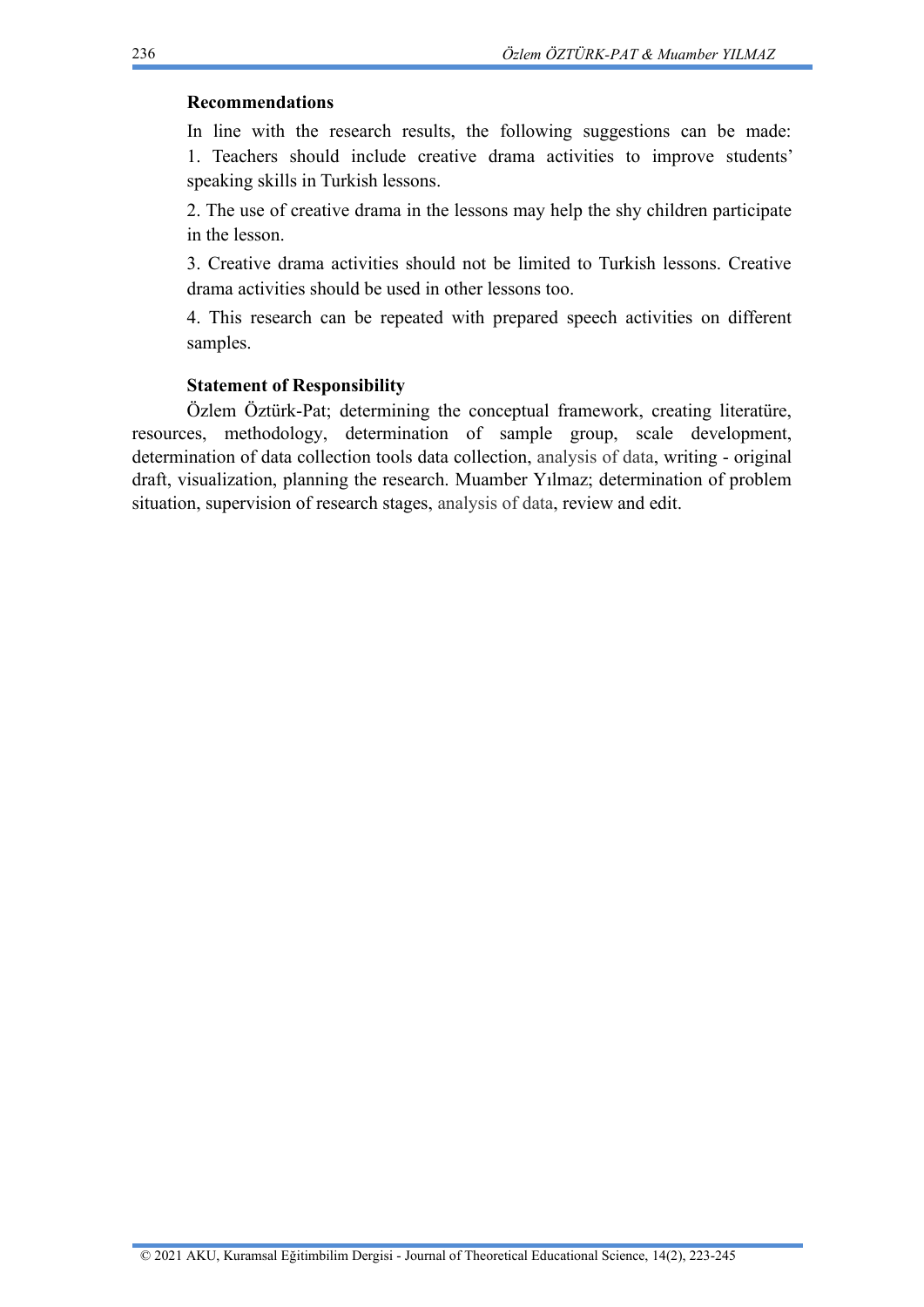**Recommendations**

In line with the research results, the following suggestions can be made:

1. Teachers should include creative drama activities to improve students' speaking skills in Turkish lessons.

2. The use of creative drama in the lessons may help the shy children participate in the lesson.

3. Creative drama activities should not be limited to Turkish lessons. Creative drama activities should be used in other lessons too.

4. This research can be repeated with prepared speech activities on different samples.

**Statement of Responsibility**

Özlem Öztürk-Pat; determining the conceptual framework, creating literatüre, resources, methodology, determination of sample group, scale development, determination of data collection tools data collection, analysis of data, writing - original draft, visualization, planning the research. Muamber Yılmaz; determination of problem situation, supervision of research stages, analysis of data, review and edit.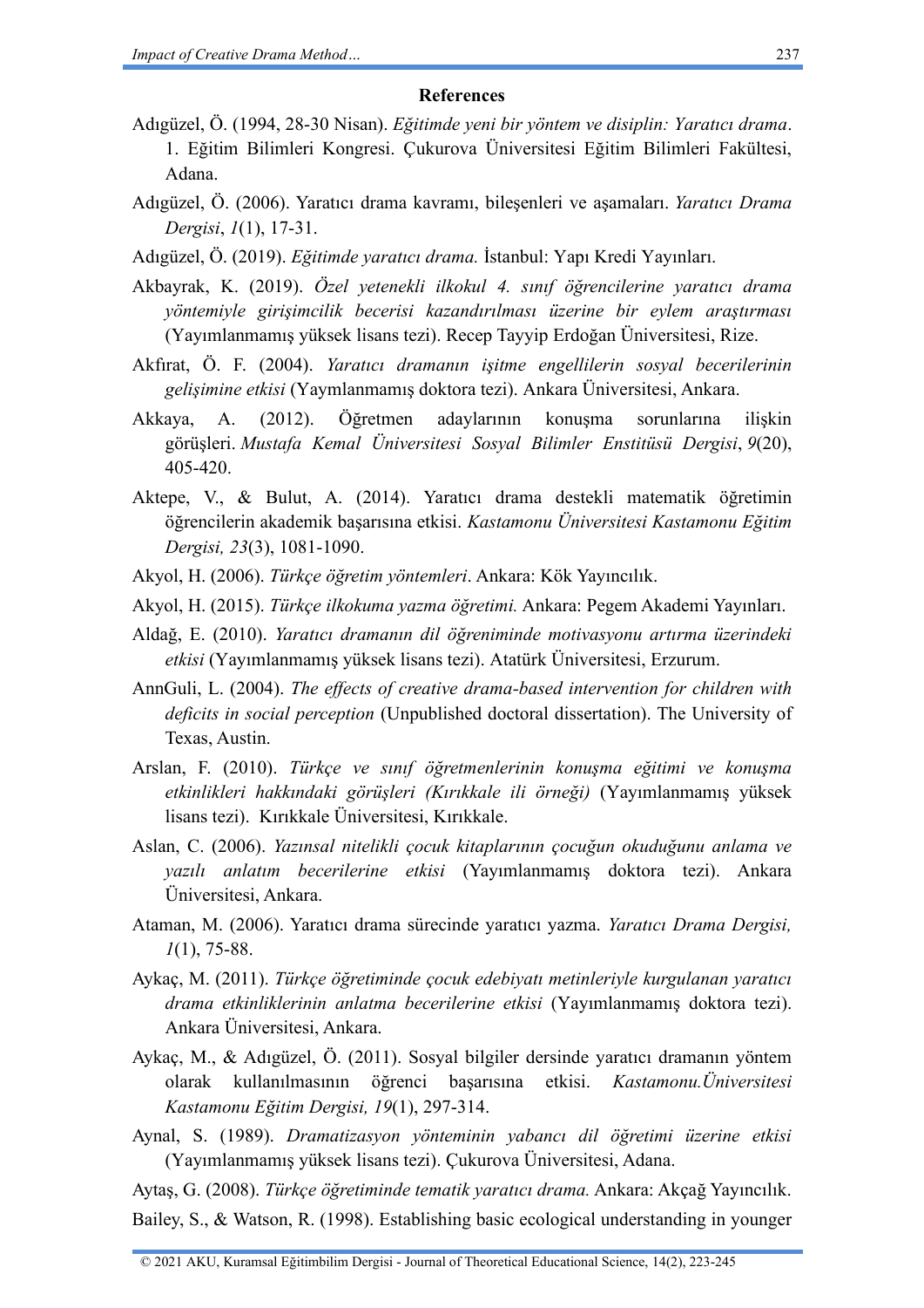**References**

Adıgüzel, Ö. (1994, 28-30 Nisan). *Eğitimde yeni bir yöntem ve disiplin: Yaratıcı drama*. 1. Eğitim Bilimleri Kongresi. Çukurova Üniversitesi Eğitim Bilimleri Fakültesi, Adana.

Adıgüzel, Ö. (2006). Yaratıcı drama kavramı, bileşenleri ve aşamaları. *Yaratıcı Drama Dergisi*, *1*(1), 17-31.

Adıgüzel, Ö. (2019). *Eğitimde yaratıcı drama.* İstanbul: Yapı Kredi Yayınları.

Akbayrak, K. (2019). *Özel yetenekli ilkokul 4. sınıf öğrencilerine yaratıcı drama yöntemiyle girişimcilik becerisi kazandırılması üzerine bir eylem araştırması* (Yayımlanmamış yüksek lisans tezi). Recep Tayyip Erdoğan Üniversitesi, Rize.

Akfırat, Ö. F. (2004). *Yaratıcı dramanın işitme engellilerin sosyal becerilerinin gelişimine etkisi* (Yaymlanmamış doktora tezi). Ankara Üniversitesi, Ankara.

Akkaya, A. (2012). Öğretmen adaylarının konuşma sorunlarına ilişkin görüşleri. *Mustafa Kemal Üniversitesi Sosyal Bilimler Enstitüsü Dergisi*, *9*(20), 405-420.

Aktepe, V., & Bulut, A. (2014). Yaratıcı drama destekli matematik öğretimin öğrencilerin akademik başarısına etkisi. *Kastamonu Üniversitesi Kastamonu Eğitim Dergisi, 23*(3), 1081-1090.

Akyol, H. (2006). *Türkçe öğretim yöntemleri*. Ankara: Kök Yayıncılık.

Akyol, H. (2015). *Türkçe ilkokuma yazma öğretimi.* Ankara: Pegem Akademi Yayınları.

Aldağ, E. (2010). *Yaratıcı dramanın dil öğreniminde motivasyonu artırma üzerindeki etkisi* (Yayımlanmamış yüksek lisans tezi). Atatürk Üniversitesi, Erzurum.

AnnGuli, L. (2004). *The effects of creative drama-based intervention for children with deficits in social perception* (Unpublished doctoral dissertation). The University of Texas, Austin.

Arslan, F. (2010). *Türkçe ve sınıf öğretmenlerinin konuşma eğitimi ve konuşma etkinlikleri hakkındaki görüşleri (Kırıkkale ili örneği)* (Yayımlanmamış yüksek lisans tezi). Kırıkkale Üniversitesi, Kırıkkale.

Aslan, C. (2006). *Yazınsal nitelikli çocuk kitaplarının çocuğun okuduğunu anlama ve yazılı anlatım becerilerine etkisi* (Yayımlanmamış doktora tezi). Ankara Üniversitesi, Ankara.

Ataman, M. (2006). Yaratıcı drama sürecinde yaratıcı yazma. *Yaratıcı Drama Dergisi, 1*(1), 75-88.

Aykaç, M. (2011). *Türkçe öğretiminde çocuk edebiyatı metinleriyle kurgulanan yaratıcı drama etkinliklerinin anlatma becerilerine etkisi* (Yayımlanmamış doktora tezi). Ankara Üniversitesi, Ankara.

Aykaç, M., & Adıgüzel, Ö. (2011). Sosyal bilgiler dersinde yaratıcı dramanın yöntem olarak kullanılmasının öğrenci başarısına etkisi. *Kastamonu.Üniversitesi Kastamonu Eğitim Dergisi, 19*(1), 297-314.

Aynal, S. (1989). *Dramatizasyon yönteminin yabancı dil öğretimi üzerine etkisi* (Yayımlanmamış yüksek lisans tezi). Çukurova Üniversitesi, Adana.

Aytaş, G. (2008). *Türkçe öğretiminde tematik yaratıcı drama.* Ankara: Akçağ Yayıncılık.

Bailey, S., & Watson, R. (1998). Establishing basic ecological understanding in younger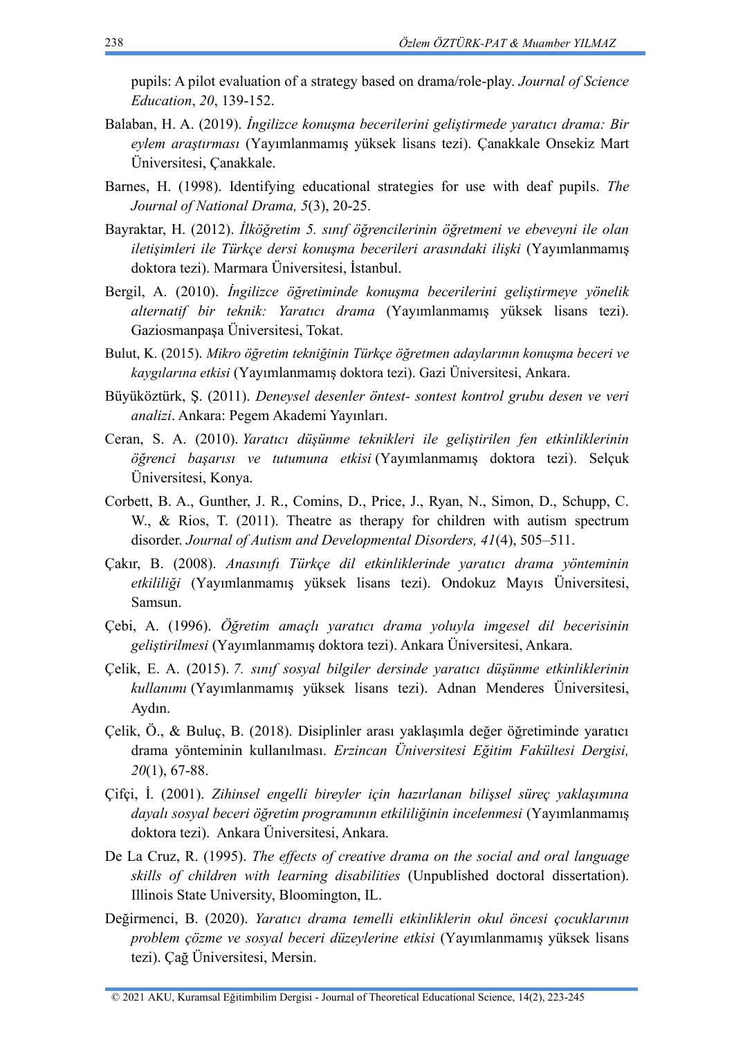pupils: A pilot evaluation of a strategy based on drama/role-play. *Journal of Science Education*, *20*, 139-152.

Balaban, H. A. (2019). *İngilizce konuşma becerilerini geliştirmede yaratıcı drama: Bir eylem araştırması* (Yayımlanmamış yüksek lisans tezi). Çanakkale Onsekiz Mart Üniversitesi, Çanakkale.

Barnes, H. (1998). Identifying educational strategies for use with deaf pupils. *The Journal of National Drama, 5*(3), 20-25.

Bayraktar, H. (2012). *İlköğretim 5. sınıf öğrencilerinin öğretmeni ve ebeveyni ile olan iletişimleri ile Türkçe dersi konuşma becerileri arasındaki ilişki* (Yayımlanmamış doktora tezi). Marmara Üniversitesi, İstanbul.

Bergil, A. (2010). *İngilizce öğretiminde konuşma becerilerini geliştirmeye yönelik alternatif bir teknik: Yaratıcı drama* (Yayımlanmamış yüksek lisans tezi). Gaziosmanpaşa Üniversitesi, Tokat.

Bulut, K. (2015). *Mikro öğretim tekniğinin Türkçe öğretmen adaylarının konuşma beceri ve kaygılarına etkisi* (Yayımlanmamış doktora tezi). Gazi Üniversitesi, Ankara.

Büyüköztürk, Ş. (2011). *Deneysel desenler öntest- sontest kontrol grubu desen ve veri analizi*. Ankara: Pegem Akademi Yayınları.

Ceran, S. A. (2010). *Yaratıcı düşünme teknikleri ile geliştirilen fen etkinliklerinin öğrenci başarısı ve tutumuna etkisi* (Yayımlanmamış doktora tezi). Selçuk Üniversitesi, Konya.

Corbett, B. A., Gunther, J. R., Comins, D., Price, J., Ryan, N., Simon, D., Schupp, C. W., & Rios, T. (2011). Theatre as therapy for children with autism spectrum disorder. *Journal of Autism and Developmental Disorders, 41*(4), 505–511.

Çakır, B. (2008). *Anasınıfı Türkçe dil etkinliklerinde yaratıcı drama yönteminin etkililiği* (Yayımlanmamış yüksek lisans tezi). Ondokuz Mayıs Üniversitesi, Samsun.

Çebi, A. (1996). *Öğretim amaçlı yaratıcı drama yoluyla imgesel dil becerisinin geliştirilmesi* (Yayımlanmamış doktora tezi). Ankara Üniversitesi, Ankara.

Çelik, E. A. (2015). *7. sınıf sosyal bilgiler dersinde yaratıcı düşünme etkinliklerinin kullanımı* (Yayımlanmamış yüksek lisans tezi). Adnan Menderes Üniversitesi, Aydın.

Çelik, Ö., & Buluç, B. (2018). Disiplinler arası yaklaşımla değer öğretiminde yaratıcı drama yönteminin kullanılması. *Erzincan Üniversitesi Eğitim Fakültesi Dergisi, 20*(1), 67-88.

Çifçi, İ. (2001). *Zihinsel engelli bireyler için hazırlanan bilişsel süreç yaklaşımına dayalı sosyal beceri öğretim programının etkililiğinin incelenmesi* (Yayımlanmamış doktora tezi). Ankara Üniversitesi, Ankara.

De La Cruz, R. (1995). *The effects of creative drama on the social and oral language skills of children with learning disabilities* (Unpublished doctoral dissertation). Illinois State University, Bloomington, IL.

Değirmenci, B. (2020). *Yaratıcı drama temelli etkinliklerin okul öncesi çocuklarının problem çözme ve sosyal beceri düzeylerine etkisi* (Yayımlanmamış yüksek lisans tezi). Çağ Üniversitesi, Mersin.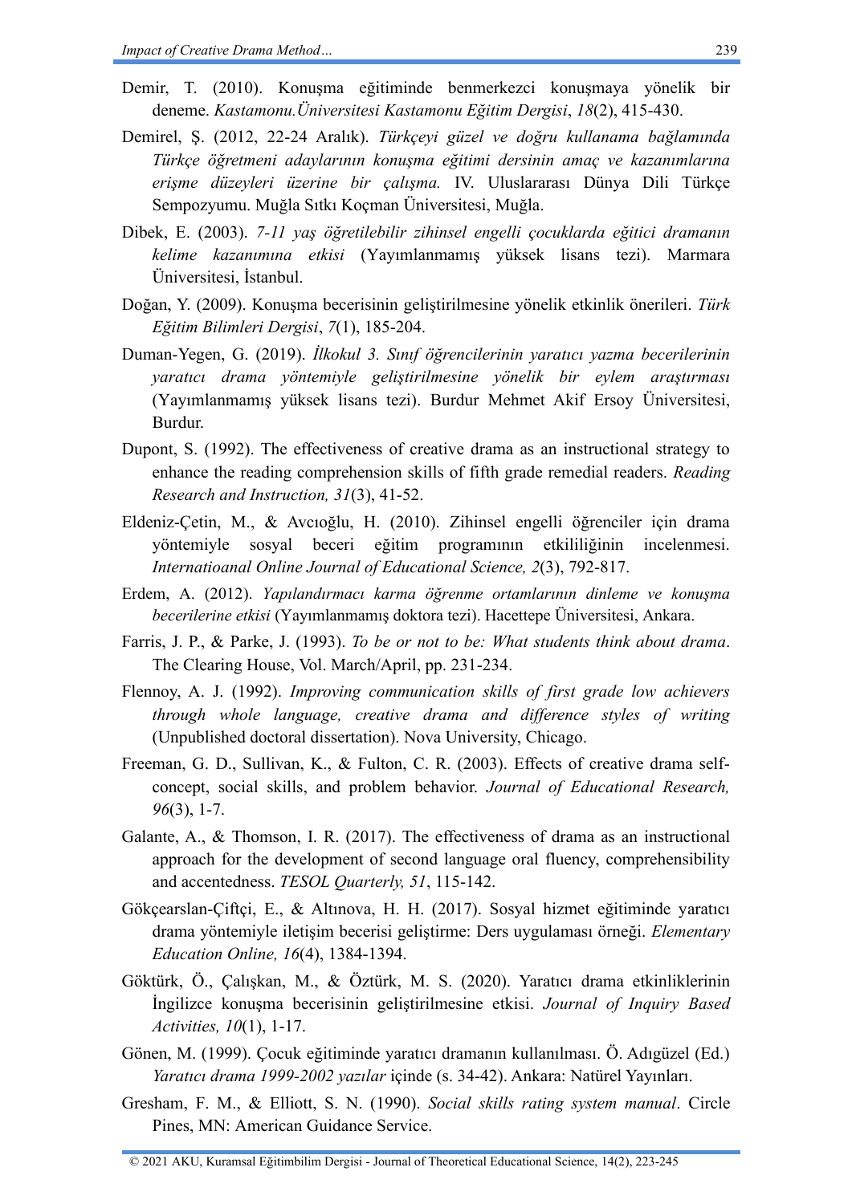Demir, T. (2010). Konuşma eğitiminde benmerkezci konuşmaya yönelik bir deneme. *Kastamonu.Üniversitesi Kastamonu Eğitim Dergisi*, *18*(2), 415-430.

Demirel, Ş. (2012, 22-24 Aralık). *Türkçeyi güzel ve doğru kullanama bağlamında Türkçe öğretmeni adaylarının konuşma eğitimi dersinin amaç ve kazanımlarına erişme düzeyleri üzerine bir çalışma.* IV. Uluslararası Dünya Dili Türkçe Sempozyumu. Muğla Sıtkı Koçman Üniversitesi, Muğla.

Dibek, E. (2003). *7-11 yaş öğretilebilir zihinsel engelli çocuklarda eğitici dramanın kelime kazanımına etkisi* (Yayımlanmamış yüksek lisans tezi). Marmara Üniversitesi, İstanbul.

Doğan, Y. (2009). Konuşma becerisinin geliştirilmesine yönelik etkinlik önerileri. *Türk Eğitim Bilimleri Dergisi*, *7*(1), 185-204.

Duman-Yegen, G. (2019). *İlkokul 3. Sınıf öğrencilerinin yaratıcı yazma becerilerinin yaratıcı drama yöntemiyle geliştirilmesine yönelik bir eylem araştırması* (Yayımlanmamış yüksek lisans tezi). Burdur Mehmet Akif Ersoy Üniversitesi, Burdur.

Dupont, S. (1992). The effectiveness of creative drama as an instructional strategy to enhance the reading comprehension skills of fifth grade remedial readers. *Reading Research and Instruction, 31*(3), 41-52.

Eldeniz-Çetin, M., & Avcıoğlu, H. (2010). Zihinsel engelli öğrenciler için drama yöntemiyle sosyal beceri eğitim programının etkililiğinin incelenmesi. *Internatioanal Online Journal of Educational Science, 2*(3), 792-817.

Erdem, A. (2012). *Yapılandırmacı karma öğrenme ortamlarının dinleme ve konuşma becerilerine etkisi* (Yayımlanmamış doktora tezi). Hacettepe Üniversitesi, Ankara.

Farris, J. P., & Parke, J. (1993). *To be or not to be: What students think about drama*. The Clearing House, Vol. March/April, pp. 231-234.

Flennoy, A. J. (1992). *Improving communication skills of first grade low achievers through whole language, creative drama and difference styles of writing* (Unpublished doctoral dissertation). Nova University, Chicago.

Freeman, G. D., Sullivan, K., & Fulton, C. R. (2003). Effects of creative drama self-concept, social skills, and problem behavior. *Journal of Educational Research, 96*(3), 1-7.

Galante, A., & Thomson, I. R. (2017). The effectiveness of drama as an instructional approach for the development of second language oral fluency, comprehensibility and accentedness. *TESOL Quarterly, 51*, 115-142.

Gökçearslan-Çiftçi, E., & Altınova, H. H. (2017). Sosyal hizmet eğitiminde yaratıcı drama yöntemiyle iletişim becerisi geliştirme: Ders uygulaması örneği. *Elementary Education Online, 16*(4), 1384-1394.

Göktürk, Ö., Çalışkan, M., & Öztürk, M. S. (2020). Yaratıcı drama etkinliklerinin İngilizce konuşma becerisinin geliştirilmesine etkisi. *Journal of Inquiry Based Activities, 10*(1), 1-17.

Gönen, M. (1999). Çocuk eğitiminde yaratıcı dramanın kullanılması. Ö. Adıgüzel (Ed.) *Yaratıcı drama 1999-2002 yazılar* içinde (s. 34-42). Ankara: Natürel Yayınları.

Gresham, F. M., & Elliott, S. N. (1990). *Social skills rating system manual*. Circle Pines, MN: American Guidance Service.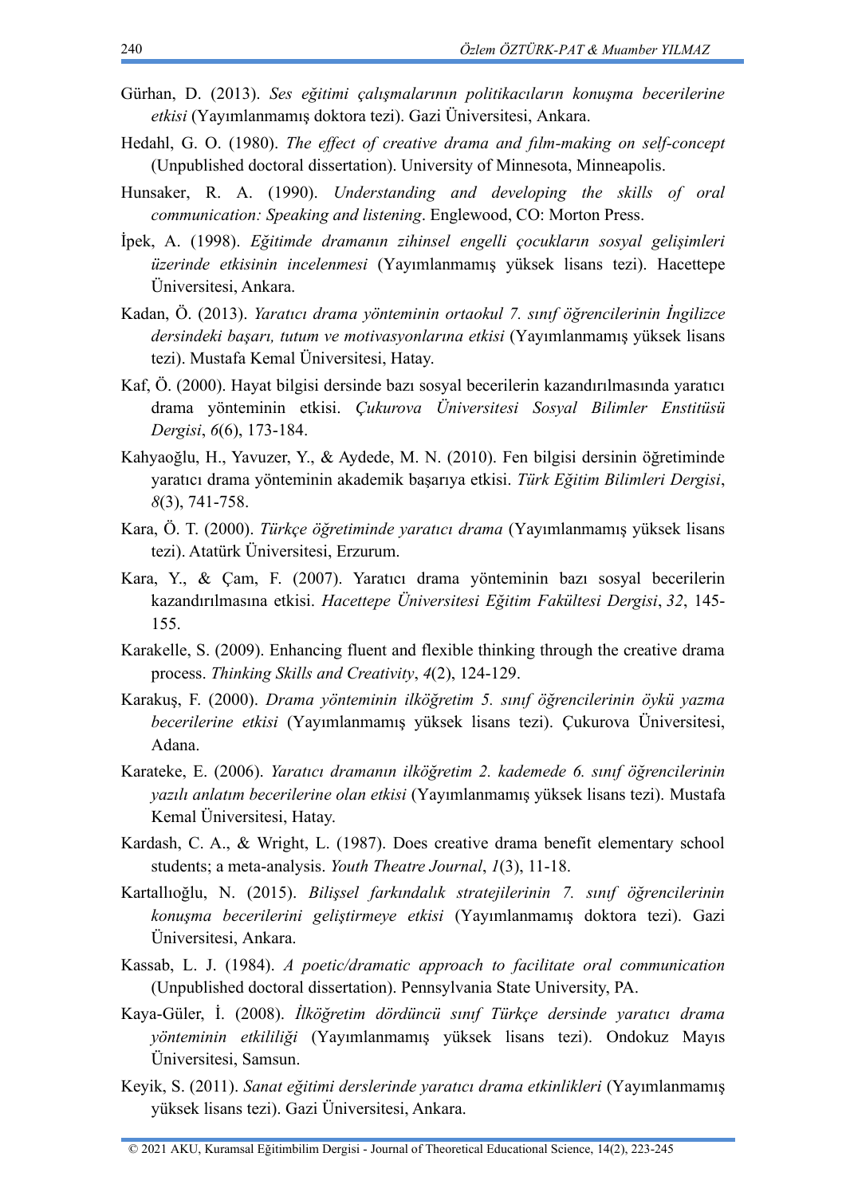Gürhan, D. (2013). *Ses eğitimi çalışmalarının politikacıların konuşma becerilerine etkisi* (Yayımlanmamış doktora tezi). Gazi Üniversitesi, Ankara.

Hedahl, G. O. (1980). *The effect of creative drama and film-making on self-concept* (Unpublished doctoral dissertation). University of Minnesota, Minneapolis.

Hunsaker, R. A. (1990). *Understanding and developing the skills of oral communication: Speaking and listening*. Englewood, CO: Morton Press.

İpek, A. (1998). *Eğitimde dramanın zihinsel engelli çocukların sosyal gelişimleri üzerinde etkisinin incelenmesi* (Yayımlanmamış yüksek lisans tezi). Hacettepe Üniversitesi, Ankara.

Kadan, Ö. (2013). *Yaratıcı drama yönteminin ortaokul 7. sınıf öğrencilerinin İngilizce dersindeki başarı, tutum ve motivasyonlarına etkisi* (Yayımlanmamış yüksek lisans tezi). Mustafa Kemal Üniversitesi, Hatay.

Kaf, Ö. (2000). Hayat bilgisi dersinde bazı sosyal becerilerin kazandırılmasında yaratıcı drama yönteminin etkisi. *Çukurova Üniversitesi Sosyal Bilimler Enstitüsü Dergisi*, *6*(6), 173-184.

Kahyaoğlu, H., Yavuzer, Y., & Aydede, M. N. (2010). Fen bilgisi dersinin öğretiminde yaratıcı drama yönteminin akademik başarıya etkisi. *Türk Eğitim Bilimleri Dergisi*, *8*(3), 741-758.

Kara, Ö. T. (2000). *Türkçe öğretiminde yaratıcı drama* (Yayımlanmamış yüksek lisans tezi). Atatürk Üniversitesi, Erzurum.

Kara, Y., & Çam, F. (2007). Yaratıcı drama yönteminin bazı sosyal becerilerin kazandırılmasına etkisi. *Hacettepe Üniversitesi Eğitim Fakültesi Dergisi*, *32*, 145-155.

Karakelle, S. (2009). Enhancing fluent and flexible thinking through the creative drama process. *Thinking Skills and Creativity*, *4*(2), 124-129.

Karakuş, F. (2000). *Drama yönteminin ilköğretim 5. sınıf öğrencilerinin öykü yazma becerilerine etkisi* (Yayımlanmamış yüksek lisans tezi). Çukurova Üniversitesi, Adana.

Karateke, E. (2006). *Yaratıcı dramanın ilköğretim 2. kademede 6. sınıf öğrencilerinin yazılı anlatım becerilerine olan etkisi* (Yayımlanmamış yüksek lisans tezi). Mustafa Kemal Üniversitesi, Hatay.

Kardash, C. A., & Wright, L. (1987). Does creative drama benefit elementary school students; a meta-analysis. *Youth Theatre Journal*, *1*(3), 11-18.

Kartallıoğlu, N. (2015). *Bilişsel farkındalık stratejilerinin 7. sınıf öğrencilerinin konuşma becerilerini geliştirmeye etkisi* (Yayımlanmamış doktora tezi). Gazi Üniversitesi, Ankara.

Kassab, L. J. (1984). *A poetic/dramatic approach to facilitate oral communication* (Unpublished doctoral dissertation). Pennsylvania State University, PA.

Kaya-Güler, İ. (2008). *İlköğretim dördüncü sınıf Türkçe dersinde yaratıcı drama yönteminin etkililiği* (Yayımlanmamış yüksek lisans tezi). Ondokuz Mayıs Üniversitesi, Samsun.

Keyik, S. (2011). *Sanat eğitimi derslerinde yaratıcı drama etkinlikleri* (Yayımlanmamış yüksek lisans tezi). Gazi Üniversitesi, Ankara.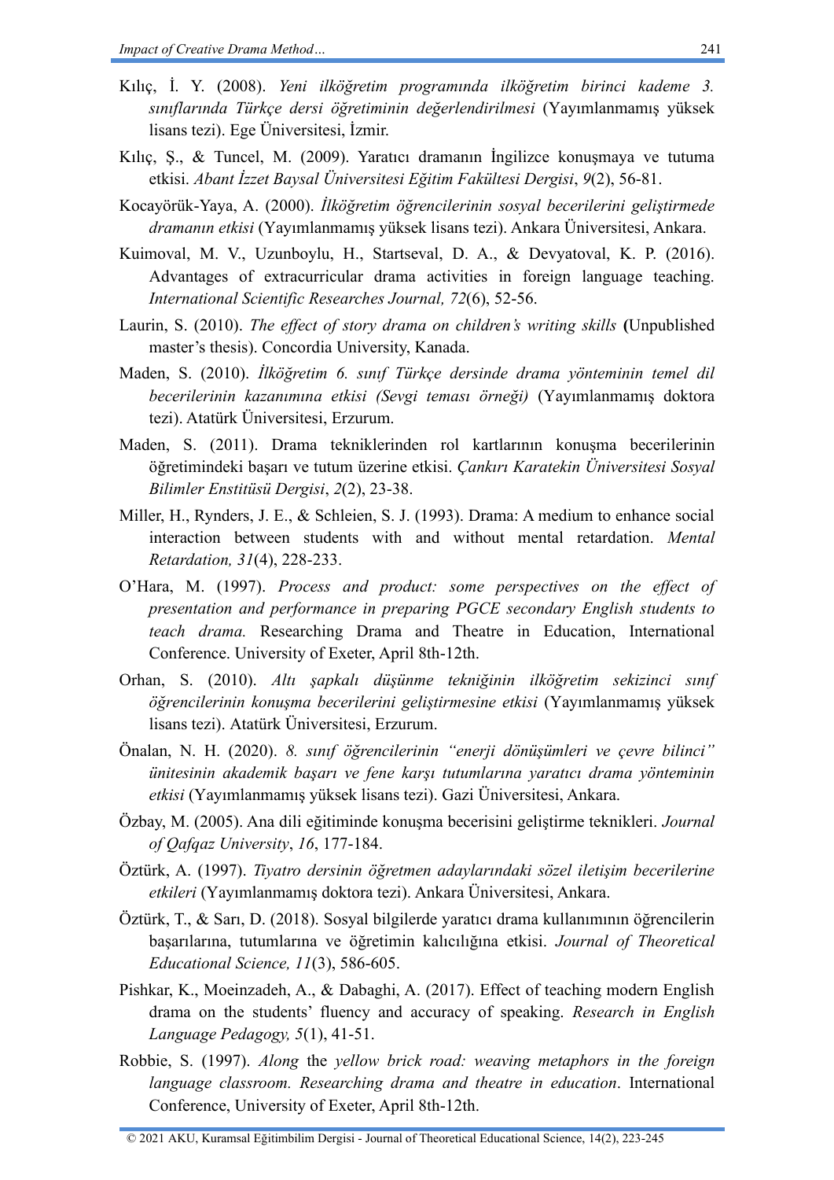Kılıç, İ. Y. (2008). *Yeni ilköğretim programında ilköğretim birinci kademe 3. sınıflarında Türkçe dersi öğretiminin değerlendirilmesi* (Yayımlanmamış yüksek lisans tezi). Ege Üniversitesi, İzmir.

Kılıç, Ş., & Tuncel, M. (2009). Yaratıcı dramanın İngilizce konuşmaya ve tutuma etkisi. *Abant İzzet Baysal Üniversitesi Eğitim Fakültesi Dergisi*, *9*(2), 56-81.

Kocayörük-Yaya, A. (2000). *İlköğretim öğrencilerinin sosyal becerilerini geliştirmede dramanın etkisi* (Yayımlanmamış yüksek lisans tezi). Ankara Üniversitesi, Ankara.

Kuimoval, M. V., Uzunboylu, H., Startseval, D. A., & Devyatoval, K. P. (2016). Advantages of extracurricular drama activities in foreign language teaching. *International Scientific Researches Journal, 72*(6), 52-56.

Laurin, S. (2010). *The effect of story drama on children's writing skills* **(**Unpublished master's thesis). Concordia University, Kanada.

Maden, S. (2010). *İlköğretim 6. sınıf Türkçe dersinde drama yönteminin temel dil becerilerinin kazanımına etkisi (Sevgi teması örneği)* (Yayımlanmamış doktora tezi). Atatürk Üniversitesi, Erzurum.

Maden, S. (2011). Drama tekniklerinden rol kartlarının konuşma becerilerinin öğretimindeki başarı ve tutum üzerine etkisi. *Çankırı Karatekin Üniversitesi Sosyal Bilimler Enstitüsü Dergisi*, *2*(2), 23-38.

Miller, H., Rynders, J. E., & Schleien, S. J. (1993). Drama: A medium to enhance social interaction between students with and without mental retardation. *Mental Retardation, 31*(4), 228-233.

O'Hara, M. (1997). *Process and product: some perspectives on the effect of presentation and performance in preparing PGCE secondary English students to teach drama.* Researching Drama and Theatre in Education, International Conference. University of Exeter, April 8th-12th.

Orhan, S. (2010). *Altı şapkalı düşünme tekniğinin ilköğretim sekizinci sınıf öğrencilerinin konuşma becerilerini geliştirmesine etkisi* (Yayımlanmamış yüksek lisans tezi). Atatürk Üniversitesi, Erzurum.

Önalan, N. H. (2020). *8. sınıf öğrencilerinin "enerji dönüşümleri ve çevre bilinci" ünitesinin akademik başarı ve fene karşı tutumlarına yaratıcı drama yönteminin etkisi* (Yayımlanmamış yüksek lisans tezi). Gazi Üniversitesi, Ankara.

Özbay, M. (2005). Ana dili eğitiminde konuşma becerisini geliştirme teknikleri. *Journal of Qafqaz University*, *16*, 177-184.

Öztürk, A. (1997). *Tiyatro dersinin öğretmen adaylarındaki sözel iletişim becerilerine etkileri* (Yayımlanmamış doktora tezi). Ankara Üniversitesi, Ankara.

Öztürk, T., & Sarı, D. (2018). Sosyal bilgilerde yaratıcı drama kullanımının öğrencilerin başarılarına, tutumlarına ve öğretimin kalıcılığına etkisi. *Journal of Theoretical Educational Science, 11*(3), 586-605.

Pishkar, K., Moeinzadeh, A., & Dabaghi, A. (2017). Effect of teaching modern English drama on the students' fluency and accuracy of speaking. *Research in English Language Pedagogy, 5*(1), 41-51.

Robbie, S. (1997). *Along* the *yellow brick road: weaving metaphors in the foreign language classroom. Researching drama and theatre in education*. International Conference, University of Exeter, April 8th-12th.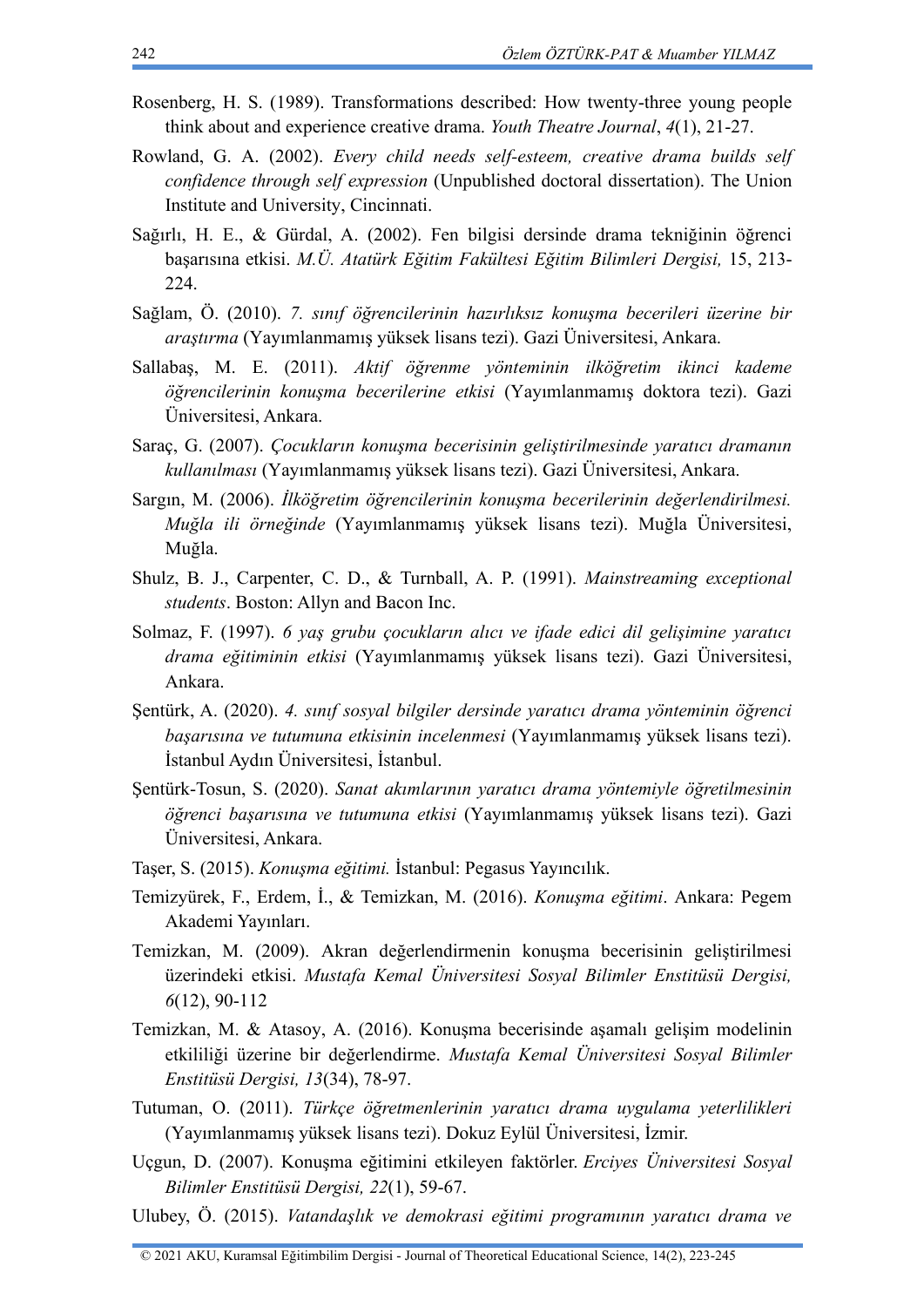Rosenberg, H. S. (1989). Transformations described: How twenty-three young people think about and experience creative drama. *Youth Theatre Journal*, *4*(1), 21-27.

Rowland, G. A. (2002). *Every child needs self-esteem, creative drama builds self confidence through self expression* (Unpublished doctoral dissertation). The Union Institute and University, Cincinnati.

Sağırlı, H. E., & Gürdal, A. (2002). Fen bilgisi dersinde drama tekniğinin öğrenci başarısına etkisi. *M.Ü. Atatürk Eğitim Fakültesi Eğitim Bilimleri Dergisi,* 15, 213-224.

Sağlam, Ö. (2010). *7. sınıf öğrencilerinin hazırlıksız konuşma becerileri üzerine bir araştırma* (Yayımlanmamış yüksek lisans tezi). Gazi Üniversitesi, Ankara.

Sallabaş, M. E. (2011). *Aktif öğrenme yönteminin ilköğretim ikinci kademe öğrencilerinin konuşma becerilerine etkisi* (Yayımlanmamış doktora tezi). Gazi Üniversitesi, Ankara.

Saraç, G. (2007). *Çocukların konuşma becerisinin geliştirilmesinde yaratıcı dramanın kullanılması* (Yayımlanmamış yüksek lisans tezi). Gazi Üniversitesi, Ankara.

Sargın, M. (2006). *İlköğretim öğrencilerinin konuşma becerilerinin değerlendirilmesi. Muğla ili örneğinde* (Yayımlanmamış yüksek lisans tezi). Muğla Üniversitesi, Muğla.

Shulz, B. J., Carpenter, C. D., & Turnball, A. P. (1991). *Mainstreaming exceptional students*. Boston: Allyn and Bacon Inc.

Solmaz, F. (1997). *6 yaş grubu çocukların alıcı ve ifade edici dil gelişimine yaratıcı drama eğitiminin etkisi* (Yayımlanmamış yüksek lisans tezi). Gazi Üniversitesi, Ankara.

Şentürk, A. (2020). *4. sınıf sosyal bilgiler dersinde yaratıcı drama yönteminin öğrenci başarısına ve tutumuna etkisinin incelenmesi* (Yayımlanmamış yüksek lisans tezi). İstanbul Aydın Üniversitesi, İstanbul.

Şentürk-Tosun, S. (2020). *Sanat akımlarının yaratıcı drama yöntemiyle öğretilmesinin öğrenci başarısına ve tutumuna etkisi* (Yayımlanmamış yüksek lisans tezi). Gazi Üniversitesi, Ankara.

Taşer, S. (2015). *Konuşma eğitimi.* İstanbul: Pegasus Yayıncılık.

Temizyürek, F., Erdem, İ., & Temizkan, M. (2016). *Konuşma eğitimi*. Ankara: Pegem Akademi Yayınları.

Temizkan, M. (2009). Akran değerlendirmenin konuşma becerisinin geliştirilmesi üzerindeki etkisi. *Mustafa Kemal Üniversitesi Sosyal Bilimler Enstitüsü Dergisi, 6*(12), 90-112

Temizkan, M. & Atasoy, A. (2016). Konuşma becerisinde aşamalı gelişim modelinin etkililiği üzerine bir değerlendirme. *Mustafa Kemal Üniversitesi Sosyal Bilimler Enstitüsü Dergisi, 13*(34), 78-97.

Tutuman, O. (2011). *Türkçe öğretmenlerinin yaratıcı drama uygulama yeterlilikleri* (Yayımlanmamış yüksek lisans tezi). Dokuz Eylül Üniversitesi, İzmir.

Uçgun, D. (2007). Konuşma eğitimini etkileyen faktörler. *Erciyes Üniversitesi Sosyal Bilimler Enstitüsü Dergisi, 22*(1), 59-67.

Ulubey, Ö. (2015). *Vatandaşlık ve demokrasi eğitimi programının yaratıcı drama ve*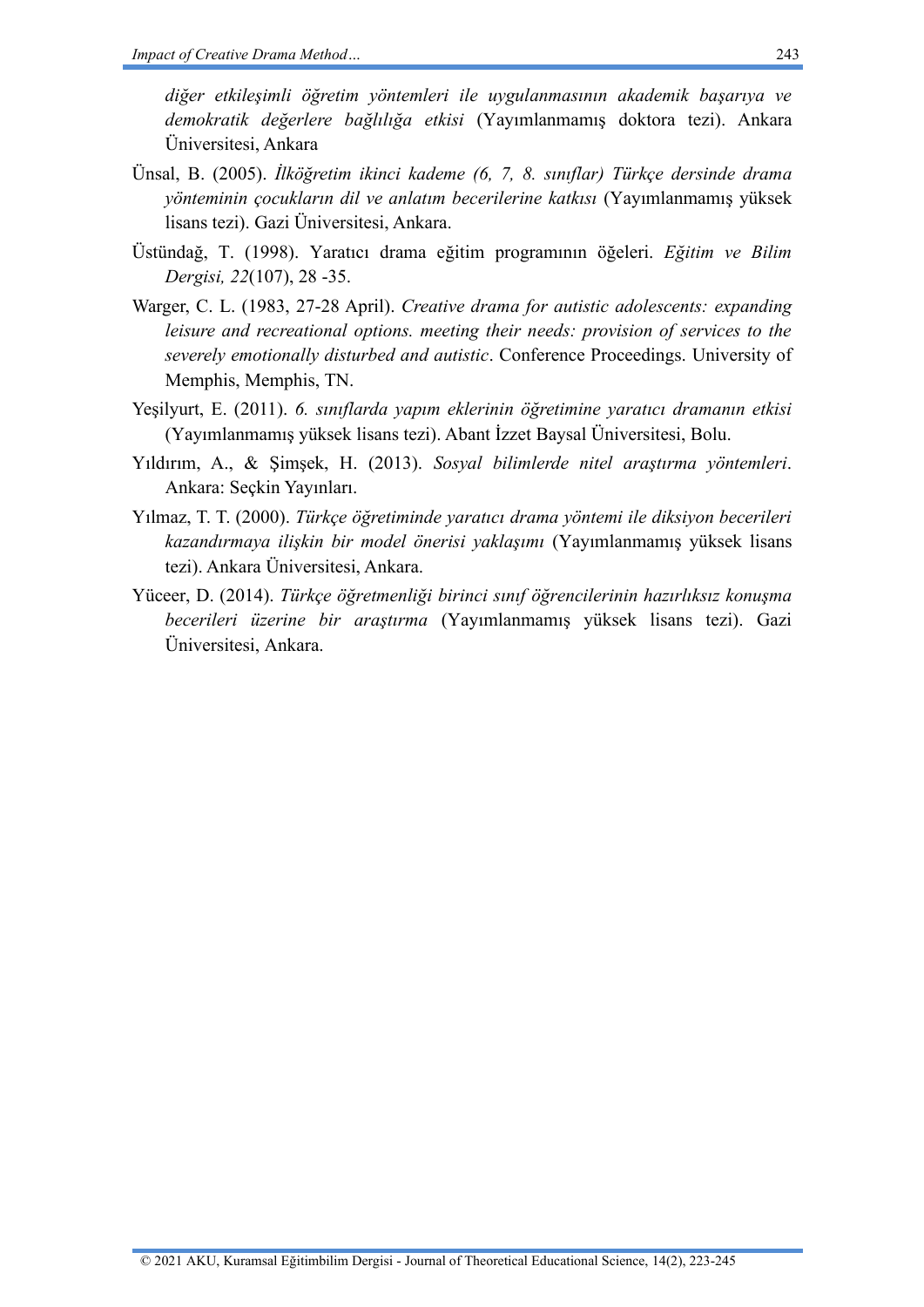*diğer etkileşimli öğretim yöntemleri ile uygulanmasının akademik başarıya ve demokratik değerlere bağlılığa etkisi* (Yayımlanmamış doktora tezi). Ankara Üniversitesi, Ankara

Ünsal, B. (2005). *İlköğretim ikinci kademe (6, 7, 8. sınıflar) Türkçe dersinde drama yönteminin çocukların dil ve anlatım becerilerine katkısı* (Yayımlanmamış yüksek lisans tezi). Gazi Üniversitesi, Ankara.

Üstündağ, T. (1998). Yaratıcı drama eğitim programının öğeleri. *Eğitim ve Bilim Dergisi, 22*(107), 28 -35.

Warger, C. L. (1983, 27-28 April). *Creative drama for autistic adolescents: expanding leisure and recreational options. meeting their needs: provision of services to the severely emotionally disturbed and autistic*. Conference Proceedings. University of Memphis, Memphis, TN.

Yeşilyurt, E. (2011). *6. sınıflarda yapım eklerinin öğretimine yaratıcı dramanın etkisi* (Yayımlanmamış yüksek lisans tezi). Abant İzzet Baysal Üniversitesi, Bolu.

Yıldırım, A., & Şimşek, H. (2013). *Sosyal bilimlerde nitel araştırma yöntemleri*. Ankara: Seçkin Yayınları.

Yılmaz, T. T. (2000). *Türkçe öğretiminde yaratıcı drama yöntemi ile diksiyon becerileri kazandırmaya ilişkin bir model önerisi yaklaşımı* (Yayımlanmamış yüksek lisans tezi). Ankara Üniversitesi, Ankara.

Yüceer, D. (2014). *Türkçe öğretmenliği birinci sınıf öğrencilerinin hazırlıksız konuşma becerileri üzerine bir araştırma* (Yayımlanmamış yüksek lisans tezi). Gazi Üniversitesi, Ankara.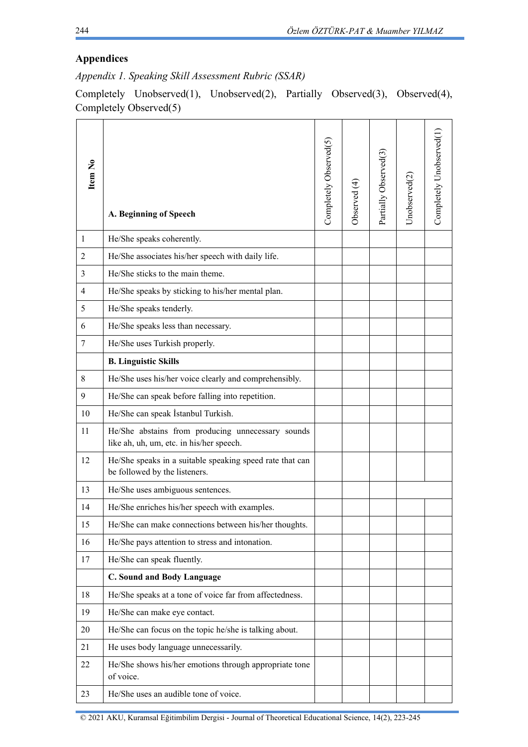## Appendices

*Appendix 1. Speaking Skill Assessment Rubric (SSAR)*

Completely Unobserved(1), Unobserved(2), Partially Observed(3), Observed(4), Completely Observed(5)

| Item No | A. Beginning of Speech | Completely Observed(5) | Observed (4) | Partially Observed(3) | Unobserved(2) | Completely Unobserved(1) |
|---|---|---|---|---|---|---|
| 1 | He/She speaks coherently. | | | | | |
| 2 | He/She associates his/her speech with daily life. | | | | | |
| 3 | He/She sticks to the main theme. | | | | | |
| 4 | He/She speaks by sticking to his/her mental plan. | | | | | |
| 5 | He/She speaks tenderly. | | | | | |
| 6 | He/She speaks less than necessary. | | | | | |
| 7 | He/She uses Turkish properly. | | | | | |
| | **B. Linguistic Skills** | | | | | |
| 8 | He/She uses his/her voice clearly and comprehensibly. | | | | | |
| 9 | He/She can speak before falling into repetition. | | | | | |
| 10 | He/She can speak İstanbul Turkish. | | | | | |
| 11 | He/She abstains from producing unnecessary sounds like ah, uh, um, etc. in his/her speech. | | | | | |
| 12 | He/She speaks in a suitable speaking speed rate that can be followed by the listeners. | | | | | |
| 13 | He/She uses ambiguous sentences. | | | | | |
| 14 | He/She enriches his/her speech with examples. | | | | | |
| 15 | He/She can make connections between his/her thoughts. | | | | | |
| 16 | He/She pays attention to stress and intonation. | | | | | |
| 17 | He/She can speak fluently. | | | | | |
| | **C. Sound and Body Language** | | | | | |
| 18 | He/She speaks at a tone of voice far from affectedness. | | | | | |
| 19 | He/She can make eye contact. | | | | | |
| 20 | He/She can focus on the topic he/she is talking about. | | | | | |
| 21 | He uses body language unnecessarily. | | | | | |
| 22 | He/She shows his/her emotions through appropriate tone of voice. | | | | | |
| 23 | He/She uses an audible tone of voice. | | | | | |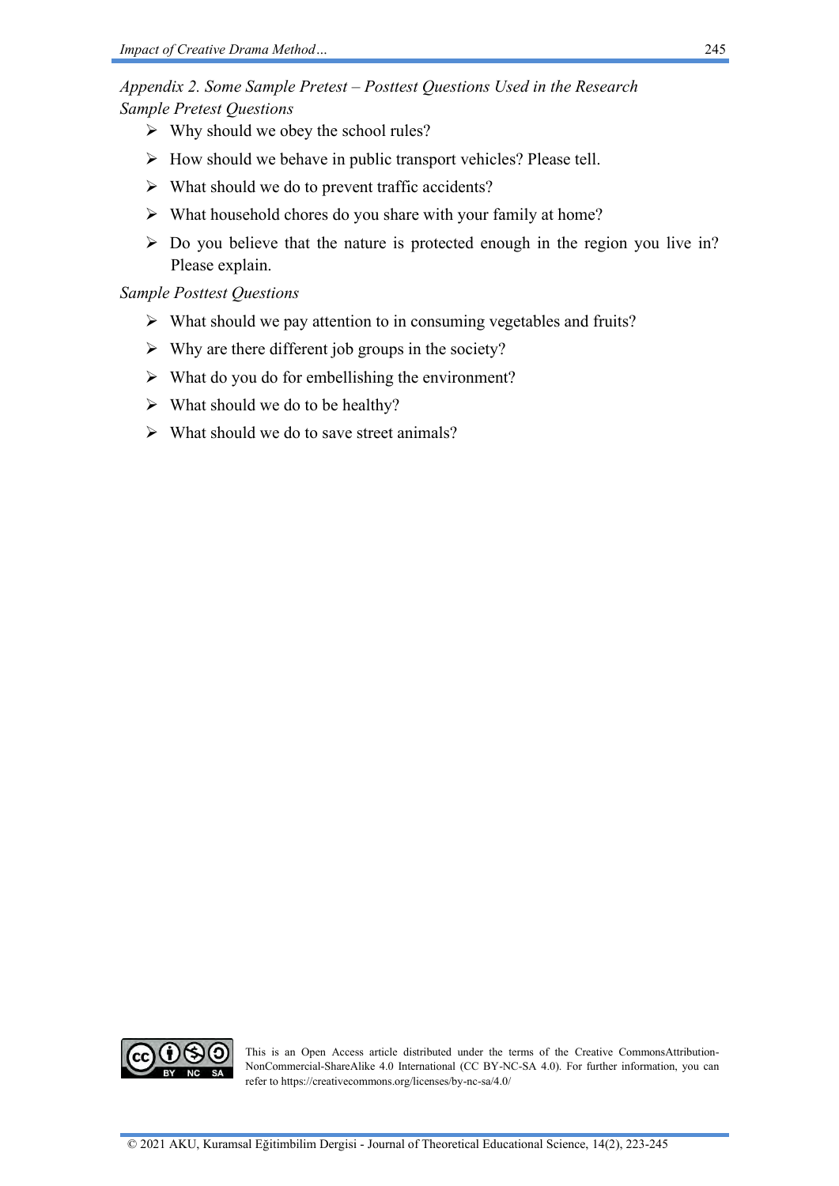*Appendix 2. Some Sample Pretest – Posttest Questions Used in the Research*

*Sample Pretest Questions*

- Why should we obey the school rules?
- How should we behave in public transport vehicles? Please tell.
- What should we do to prevent traffic accidents?
- What household chores do you share with your family at home?
- Do you believe that the nature is protected enough in the region you live in? Please explain.

*Sample Posttest Questions*

- What should we pay attention to in consuming vegetables and fruits?
- Why are there different job groups in the society?
- What do you do for embellishing the environment?
- What should we do to be healthy?
- What should we do to save street animals?

This is an Open Access article distributed under the terms of the Creative CommonsAttribution-NonCommercial-ShareAlike 4.0 International (CC BY-NC-SA 4.0). For further information, you can refer to https://creativecommons.org/licenses/by-nc-sa/4.0/